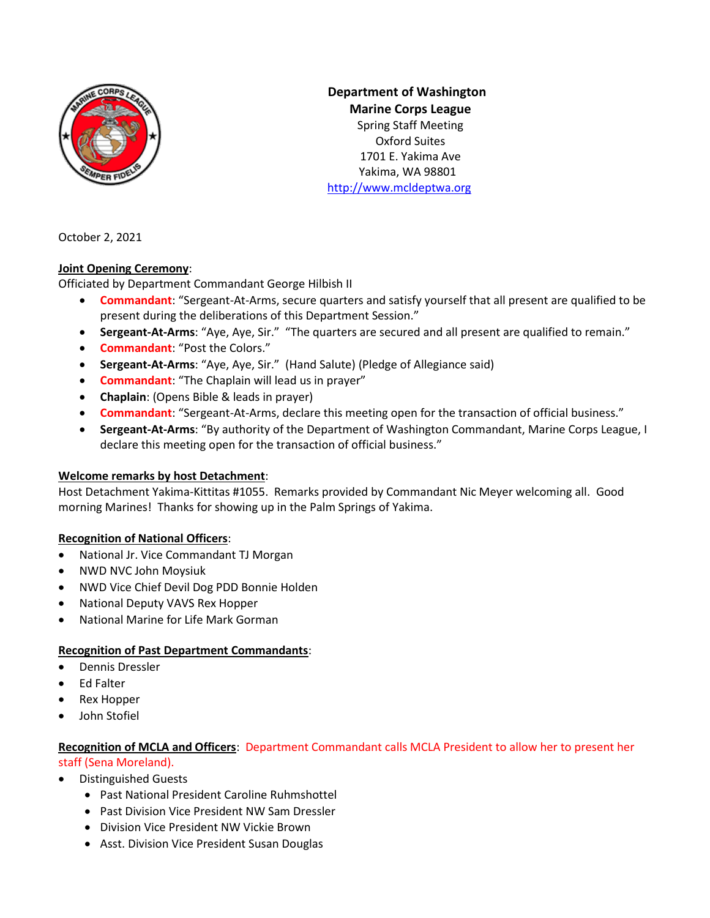**Department of Washington**
**Marine Corps League**
Spring Staff Meeting
Oxford Suites
1701 E. Yakima Ave
Yakima, WA 98801
http://www.mcldeptwa.org

October 2, 2021

**Joint Opening Ceremony**:
Officiated by Department Commandant George Hilbish II

- **Commandant**: "Sergeant-At-Arms, secure quarters and satisfy yourself that all present are qualified to be present during the deliberations of this Department Session."
- **Sergeant-At-Arms**: "Aye, Aye, Sir." "The quarters are secured and all present are qualified to remain."
- **Commandant**: "Post the Colors."
- **Sergeant-At-Arms**: "Aye, Aye, Sir." (Hand Salute) (Pledge of Allegiance said)
- **Commandant**: "The Chaplain will lead us in prayer"
- **Chaplain**: (Opens Bible & leads in prayer)
- **Commandant**: "Sergeant-At-Arms, declare this meeting open for the transaction of official business."
- **Sergeant-At-Arms**: "By authority of the Department of Washington Commandant, Marine Corps League, I declare this meeting open for the transaction of official business."

**Welcome remarks by host Detachment**:
Host Detachment Yakima-Kittitas #1055. Remarks provided by Commandant Nic Meyer welcoming all. Good morning Marines! Thanks for showing up in the Palm Springs of Yakima.

**Recognition of National Officers**:

- National Jr. Vice Commandant TJ Morgan
- NWD NVC John Moysiuk
- NWD Vice Chief Devil Dog PDD Bonnie Holden
- National Deputy VAVS Rex Hopper
- National Marine for Life Mark Gorman

**Recognition of Past Department Commandants**:

- Dennis Dressler
- Ed Falter
- Rex Hopper
- John Stofiel

**Recognition of MCLA and Officers**: Department Commandant calls MCLA President to allow her to present her staff (Sena Moreland).

- Distinguished Guests
  - Past National President Caroline Ruhmshottel
  - Past Division Vice President NW Sam Dressler
  - Division Vice President NW Vickie Brown
  - Asst. Division Vice President Susan Douglas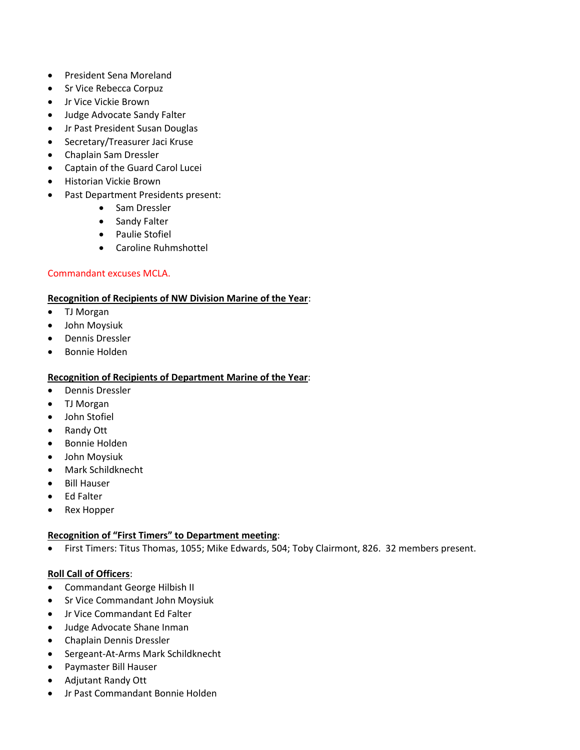- President Sena Moreland
- Sr Vice Rebecca Corpuz
- Jr Vice Vickie Brown
- Judge Advocate Sandy Falter
- Jr Past President Susan Douglas
- Secretary/Treasurer Jaci Kruse
- Chaplain Sam Dressler
- Captain of the Guard Carol Lucei
- Historian Vickie Brown
- Past Department Presidents present:
    - Sam Dressler
    - Sandy Falter
    - Paulie Stofiel
    - Caroline Ruhmshottel

Commandant excuses MCLA.

**Recognition of Recipients of NW Division Marine of the Year**:

- TJ Morgan
- John Moysiuk
- Dennis Dressler
- Bonnie Holden

**Recognition of Recipients of Department Marine of the Year**:

- Dennis Dressler
- TJ Morgan
- John Stofiel
- Randy Ott
- Bonnie Holden
- John Moysiuk
- Mark Schildknecht
- Bill Hauser
- Ed Falter
- Rex Hopper

**Recognition of "First Timers" to Department meeting**:

- First Timers: Titus Thomas, 1055; Mike Edwards, 504; Toby Clairmont, 826. 32 members present.

**Roll Call of Officers**:

- Commandant George Hilbish II
- Sr Vice Commandant John Moysiuk
- Jr Vice Commandant Ed Falter
- Judge Advocate Shane Inman
- Chaplain Dennis Dressler
- Sergeant-At-Arms Mark Schildknecht
- Paymaster Bill Hauser
- Adjutant Randy Ott
- Jr Past Commandant Bonnie Holden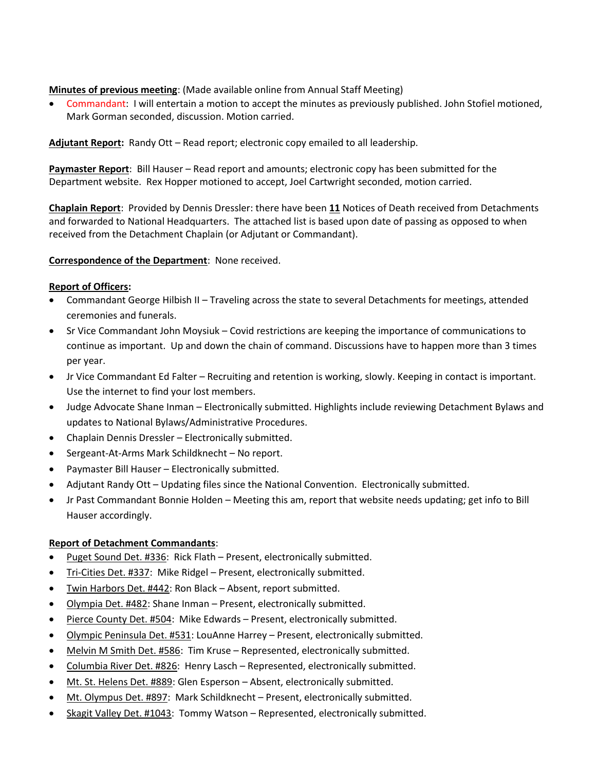**Minutes of previous meeting**: (Made available online from Annual Staff Meeting)

- Commandant: I will entertain a motion to accept the minutes as previously published. John Stofiel motioned, Mark Gorman seconded, discussion. Motion carried.

**Adjutant Report:** Randy Ott – Read report; electronic copy emailed to all leadership.

**Paymaster Report**: Bill Hauser – Read report and amounts; electronic copy has been submitted for the Department website. Rex Hopper motioned to accept, Joel Cartwright seconded, motion carried.

**Chaplain Report**: Provided by Dennis Dressler: there have been **11** Notices of Death received from Detachments and forwarded to National Headquarters. The attached list is based upon date of passing as opposed to when received from the Detachment Chaplain (or Adjutant or Commandant).

**Correspondence of the Department**: None received.

**Report of Officers:**

- Commandant George Hilbish II – Traveling across the state to several Detachments for meetings, attended ceremonies and funerals.
- Sr Vice Commandant John Moysiuk – Covid restrictions are keeping the importance of communications to continue as important. Up and down the chain of command. Discussions have to happen more than 3 times per year.
- Jr Vice Commandant Ed Falter – Recruiting and retention is working, slowly. Keeping in contact is important. Use the internet to find your lost members.
- Judge Advocate Shane Inman – Electronically submitted. Highlights include reviewing Detachment Bylaws and updates to National Bylaws/Administrative Procedures.
- Chaplain Dennis Dressler – Electronically submitted.
- Sergeant-At-Arms Mark Schildknecht – No report.
- Paymaster Bill Hauser – Electronically submitted.
- Adjutant Randy Ott – Updating files since the National Convention. Electronically submitted.
- Jr Past Commandant Bonnie Holden – Meeting this am, report that website needs updating; get info to Bill Hauser accordingly.

**Report of Detachment Commandants**:

- Puget Sound Det. #336: Rick Flath – Present, electronically submitted.
- Tri-Cities Det. #337: Mike Ridgel – Present, electronically submitted.
- Twin Harbors Det. #442: Ron Black – Absent, report submitted.
- Olympia Det. #482: Shane Inman – Present, electronically submitted.
- Pierce County Det. #504: Mike Edwards – Present, electronically submitted.
- Olympic Peninsula Det. #531: LouAnne Harrey – Present, electronically submitted.
- Melvin M Smith Det. #586: Tim Kruse – Represented, electronically submitted.
- Columbia River Det. #826: Henry Lasch – Represented, electronically submitted.
- Mt. St. Helens Det. #889: Glen Esperson – Absent, electronically submitted.
- Mt. Olympus Det. #897: Mark Schildknecht – Present, electronically submitted.
- Skagit Valley Det. #1043: Tommy Watson – Represented, electronically submitted.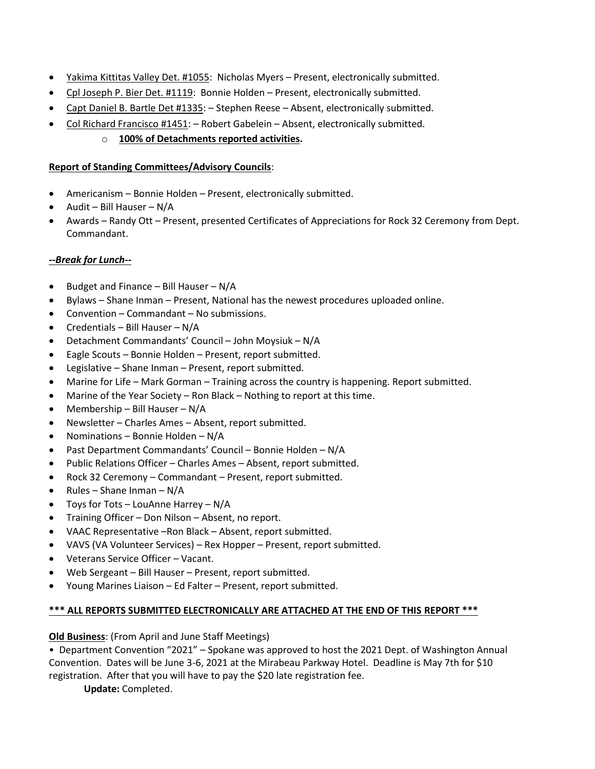- Yakima Kittitas Valley Det. #1055: Nicholas Myers – Present, electronically submitted.
- Cpl Joseph P. Bier Det. #1119: Bonnie Holden – Present, electronically submitted.
- Capt Daniel B. Bartle Det #1335: – Stephen Reese – Absent, electronically submitted.
- Col Richard Francisco #1451: – Robert Gabelein – Absent, electronically submitted.
    - **100% of Detachments reported activities.**

**Report of Standing Committees/Advisory Councils**:

- Americanism – Bonnie Holden – Present, electronically submitted.
- Audit – Bill Hauser – N/A
- Awards – Randy Ott – Present, presented Certificates of Appreciations for Rock 32 Ceremony from Dept. Commandant.

***--Break for Lunch--***

- Budget and Finance – Bill Hauser – N/A
- Bylaws – Shane Inman – Present, National has the newest procedures uploaded online.
- Convention – Commandant – No submissions.
- Credentials – Bill Hauser – N/A
- Detachment Commandants' Council – John Moysiuk – N/A
- Eagle Scouts – Bonnie Holden – Present, report submitted.
- Legislative – Shane Inman – Present, report submitted.
- Marine for Life – Mark Gorman – Training across the country is happening. Report submitted.
- Marine of the Year Society – Ron Black – Nothing to report at this time.
- Membership – Bill Hauser – N/A
- Newsletter – Charles Ames – Absent, report submitted.
- Nominations – Bonnie Holden – N/A
- Past Department Commandants' Council – Bonnie Holden – N/A
- Public Relations Officer – Charles Ames – Absent, report submitted.
- Rock 32 Ceremony – Commandant – Present, report submitted.
- Rules – Shane Inman – N/A
- Toys for Tots – LouAnne Harrey – N/A
- Training Officer – Don Nilson – Absent, no report.
- VAAC Representative –Ron Black – Absent, report submitted.
- VAVS (VA Volunteer Services) – Rex Hopper – Present, report submitted.
- Veterans Service Officer – Vacant.
- Web Sergeant – Bill Hauser – Present, report submitted.
- Young Marines Liaison – Ed Falter – Present, report submitted.

**\*\*\* ALL REPORTS SUBMITTED ELECTRONICALLY ARE ATTACHED AT THE END OF THIS REPORT \*\*\***

**Old Business**: (From April and June Staff Meetings)

• Department Convention "2021" – Spokane was approved to host the 2021 Dept. of Washington Annual Convention. Dates will be June 3-6, 2021 at the Mirabeau Parkway Hotel. Deadline is May 7th for $10 registration. After that you will have to pay the $20 late registration fee.

**Update:** Completed.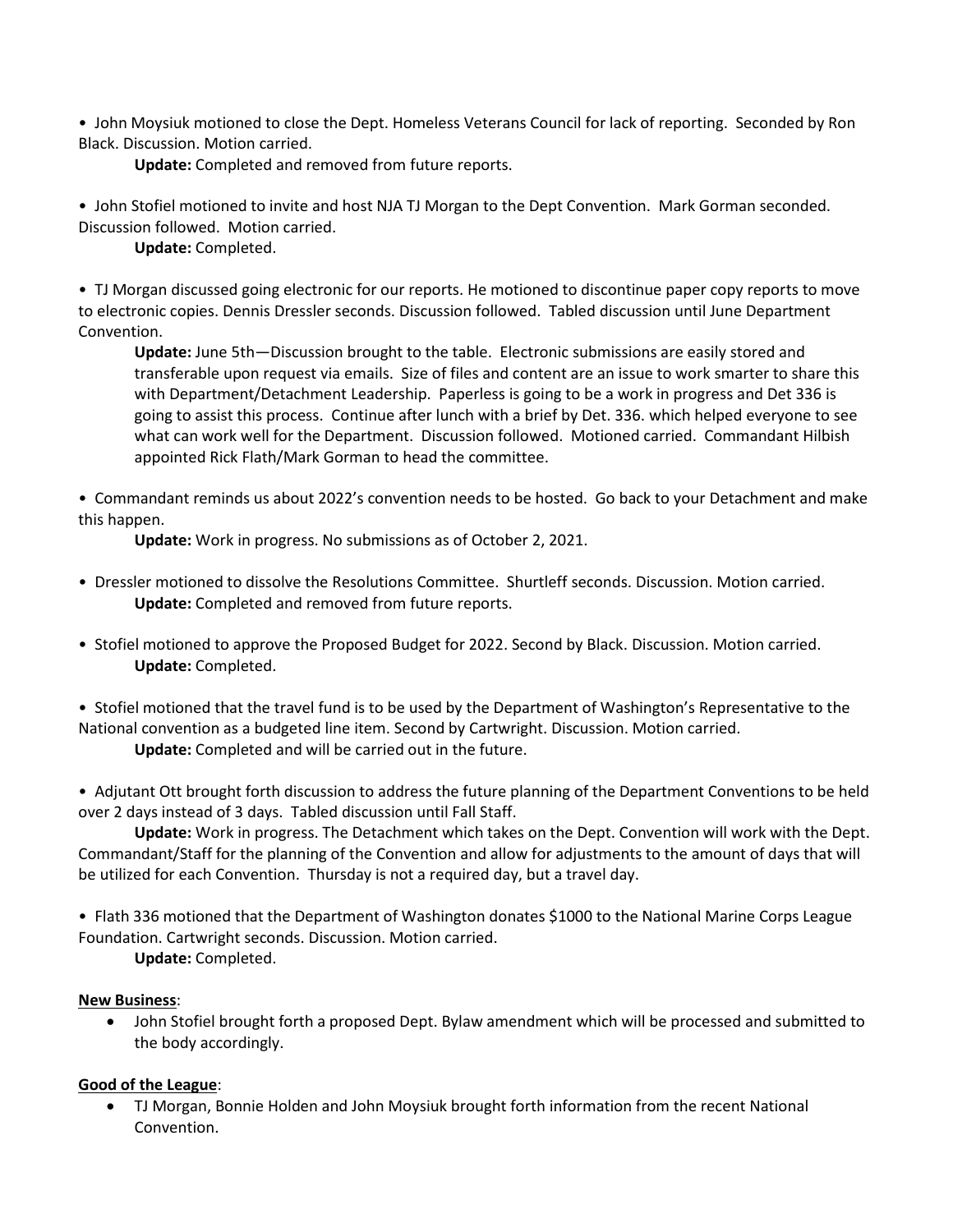• John Moysiuk motioned to close the Dept. Homeless Veterans Council for lack of reporting. Seconded by Ron Black. Discussion. Motion carried.

**Update:** Completed and removed from future reports.

• John Stofiel motioned to invite and host NJA TJ Morgan to the Dept Convention. Mark Gorman seconded. Discussion followed. Motion carried.

**Update:** Completed.

• TJ Morgan discussed going electronic for our reports. He motioned to discontinue paper copy reports to move to electronic copies. Dennis Dressler seconds. Discussion followed. Tabled discussion until June Department Convention.

**Update:** June 5th—Discussion brought to the table. Electronic submissions are easily stored and transferable upon request via emails. Size of files and content are an issue to work smarter to share this with Department/Detachment Leadership. Paperless is going to be a work in progress and Det 336 is going to assist this process. Continue after lunch with a brief by Det. 336. which helped everyone to see what can work well for the Department. Discussion followed. Motioned carried. Commandant Hilbish appointed Rick Flath/Mark Gorman to head the committee.

• Commandant reminds us about 2022's convention needs to be hosted. Go back to your Detachment and make this happen.

**Update:** Work in progress. No submissions as of October 2, 2021.

• Dressler motioned to dissolve the Resolutions Committee. Shurtleff seconds. Discussion. Motion carried.

**Update:** Completed and removed from future reports.

• Stofiel motioned to approve the Proposed Budget for 2022. Second by Black. Discussion. Motion carried.

**Update:** Completed.

• Stofiel motioned that the travel fund is to be used by the Department of Washington's Representative to the National convention as a budgeted line item. Second by Cartwright. Discussion. Motion carried.

**Update:** Completed and will be carried out in the future.

• Adjutant Ott brought forth discussion to address the future planning of the Department Conventions to be held over 2 days instead of 3 days. Tabled discussion until Fall Staff.

**Update:** Work in progress. The Detachment which takes on the Dept. Convention will work with the Dept. Commandant/Staff for the planning of the Convention and allow for adjustments to the amount of days that will be utilized for each Convention. Thursday is not a required day, but a travel day.

• Flath 336 motioned that the Department of Washington donates $1000 to the National Marine Corps League Foundation. Cartwright seconds. Discussion. Motion carried.

**Update:** Completed.

**New Business**:

- John Stofiel brought forth a proposed Dept. Bylaw amendment which will be processed and submitted to the body accordingly.

**Good of the League**:

- TJ Morgan, Bonnie Holden and John Moysiuk brought forth information from the recent National Convention.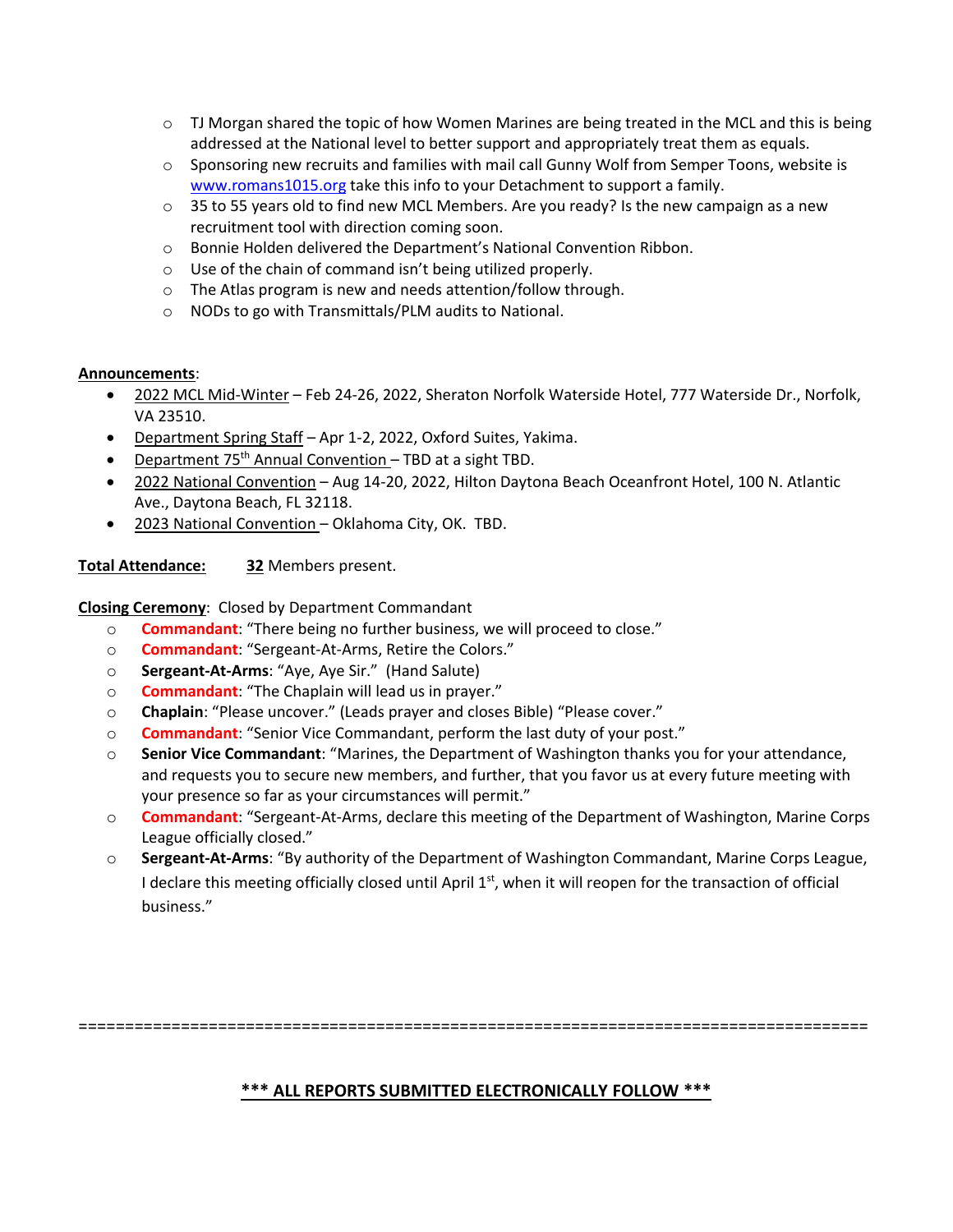- TJ Morgan shared the topic of how Women Marines are being treated in the MCL and this is being addressed at the National level to better support and appropriately treat them as equals.
- Sponsoring new recruits and families with mail call Gunny Wolf from Semper Toons, website is www.romans1015.org take this info to your Detachment to support a family.
- 35 to 55 years old to find new MCL Members. Are you ready? Is the new campaign as a new recruitment tool with direction coming soon.
- Bonnie Holden delivered the Department's National Convention Ribbon.
- Use of the chain of command isn't being utilized properly.
- The Atlas program is new and needs attention/follow through.
- NODs to go with Transmittals/PLM audits to National.

**Announcements**:

- 2022 MCL Mid-Winter – Feb 24-26, 2022, Sheraton Norfolk Waterside Hotel, 777 Waterside Dr., Norfolk, VA 23510.
- Department Spring Staff – Apr 1-2, 2022, Oxford Suites, Yakima.
- Department 75th Annual Convention – TBD at a sight TBD.
- 2022 National Convention – Aug 14-20, 2022, Hilton Daytona Beach Oceanfront Hotel, 100 N. Atlantic Ave., Daytona Beach, FL 32118.
- 2023 National Convention – Oklahoma City, OK. TBD.

**Total Attendance:** **32** Members present.

**Closing Ceremony**: Closed by Department Commandant

- **Commandant**: "There being no further business, we will proceed to close."
- **Commandant**: "Sergeant-At-Arms, Retire the Colors."
- **Sergeant-At-Arms**: "Aye, Aye Sir." (Hand Salute)
- **Commandant**: "The Chaplain will lead us in prayer."
- **Chaplain**: "Please uncover." (Leads prayer and closes Bible) "Please cover."
- **Commandant**: "Senior Vice Commandant, perform the last duty of your post."
- **Senior Vice Commandant**: "Marines, the Department of Washington thanks you for your attendance, and requests you to secure new members, and further, that you favor us at every future meeting with your presence so far as your circumstances will permit."
- **Commandant**: "Sergeant-At-Arms, declare this meeting of the Department of Washington, Marine Corps League officially closed."
- **Sergeant-At-Arms**: "By authority of the Department of Washington Commandant, Marine Corps League, I declare this meeting officially closed until April 1st, when it will reopen for the transaction of official business."

==========================================================================================

**\*\*\* ALL REPORTS SUBMITTED ELECTRONICALLY FOLLOW \*\*\***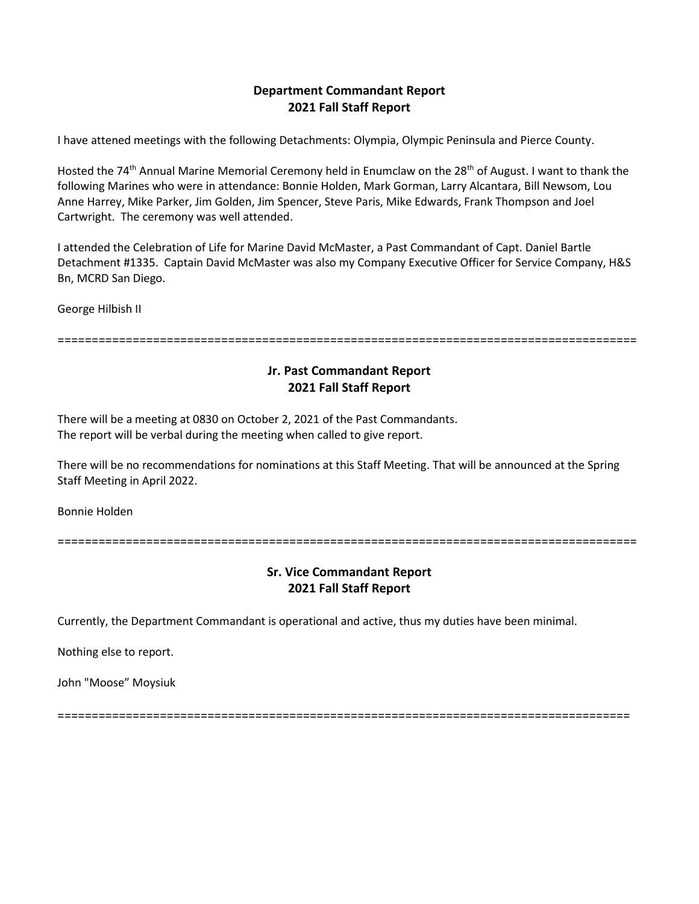**Department Commandant Report**
**2021 Fall Staff Report**

I have attened meetings with the following Detachments: Olympia, Olympic Peninsula and Pierce County.

Hosted the 74th Annual Marine Memorial Ceremony held in Enumclaw on the 28th of August. I want to thank the following Marines who were in attendance: Bonnie Holden, Mark Gorman, Larry Alcantara, Bill Newsom, Lou Anne Harrey, Mike Parker, Jim Golden, Jim Spencer, Steve Paris, Mike Edwards, Frank Thompson and Joel Cartwright. The ceremony was well attended.

I attended the Celebration of Life for Marine David McMaster, a Past Commandant of Capt. Daniel Bartle Detachment #1335. Captain David McMaster was also my Company Executive Officer for Service Company, H&S Bn, MCRD San Diego.

George Hilbish II

=====================================================================================

**Jr. Past Commandant Report**
**2021 Fall Staff Report**

There will be a meeting at 0830 on October 2, 2021 of the Past Commandants.
The report will be verbal during the meeting when called to give report.

There will be no recommendations for nominations at this Staff Meeting. That will be announced at the Spring Staff Meeting in April 2022.

Bonnie Holden

=====================================================================================

**Sr. Vice Commandant Report**
**2021 Fall Staff Report**

Currently, the Department Commandant is operational and active, thus my duties have been minimal.

Nothing else to report.

John "Moose" Moysiuk

=====================================================================================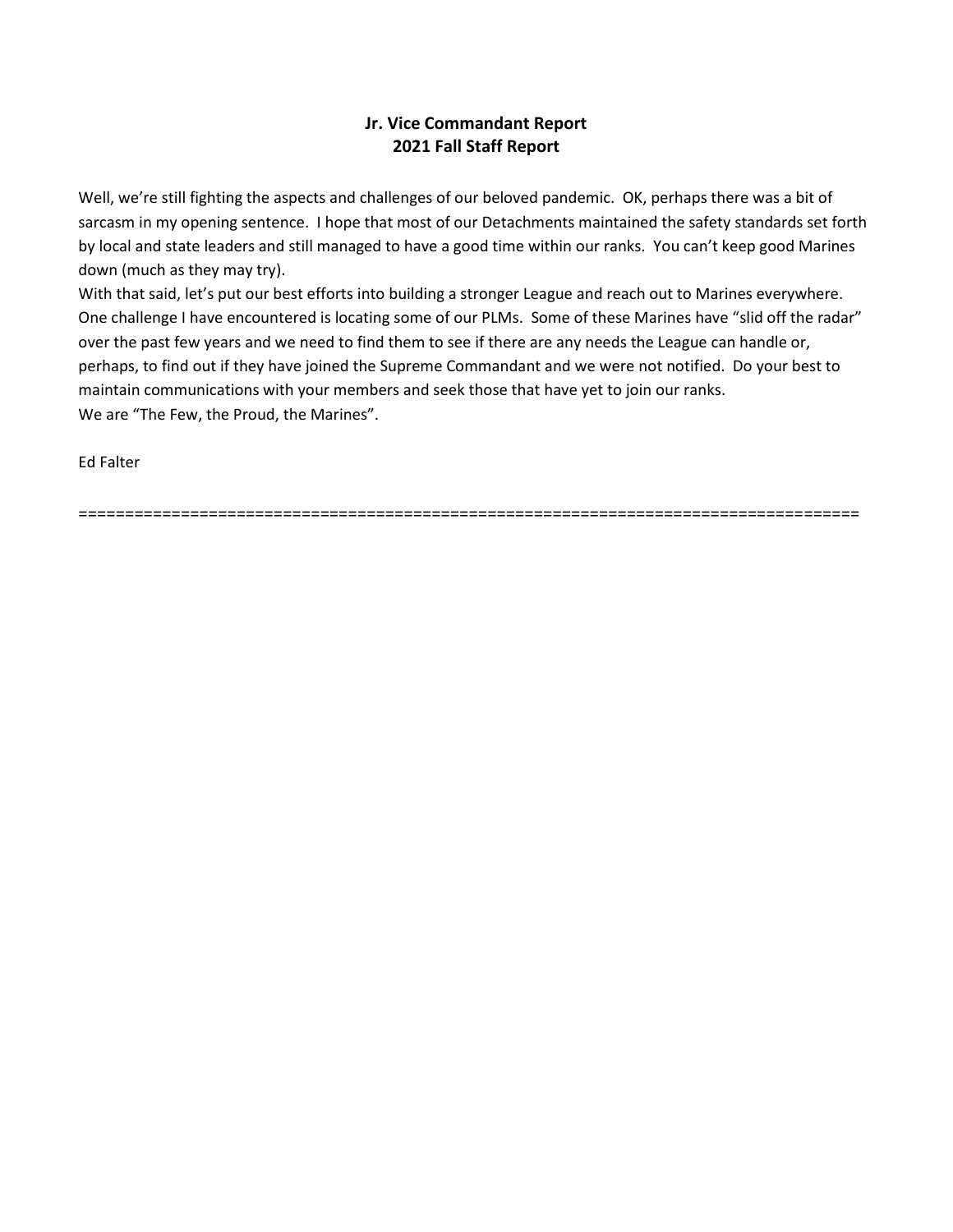**Jr. Vice Commandant Report**
**2021 Fall Staff Report**

Well, we're still fighting the aspects and challenges of our beloved pandemic. OK, perhaps there was a bit of sarcasm in my opening sentence. I hope that most of our Detachments maintained the safety standards set forth by local and state leaders and still managed to have a good time within our ranks. You can't keep good Marines down (much as they may try).

With that said, let's put our best efforts into building a stronger League and reach out to Marines everywhere. One challenge I have encountered is locating some of our PLMs. Some of these Marines have "slid off the radar" over the past few years and we need to find them to see if there are any needs the League can handle or, perhaps, to find out if they have joined the Supreme Commandant and we were not notified. Do your best to maintain communications with your members and seek those that have yet to join our ranks.

We are "The Few, the Proud, the Marines".

Ed Falter

==================================================================================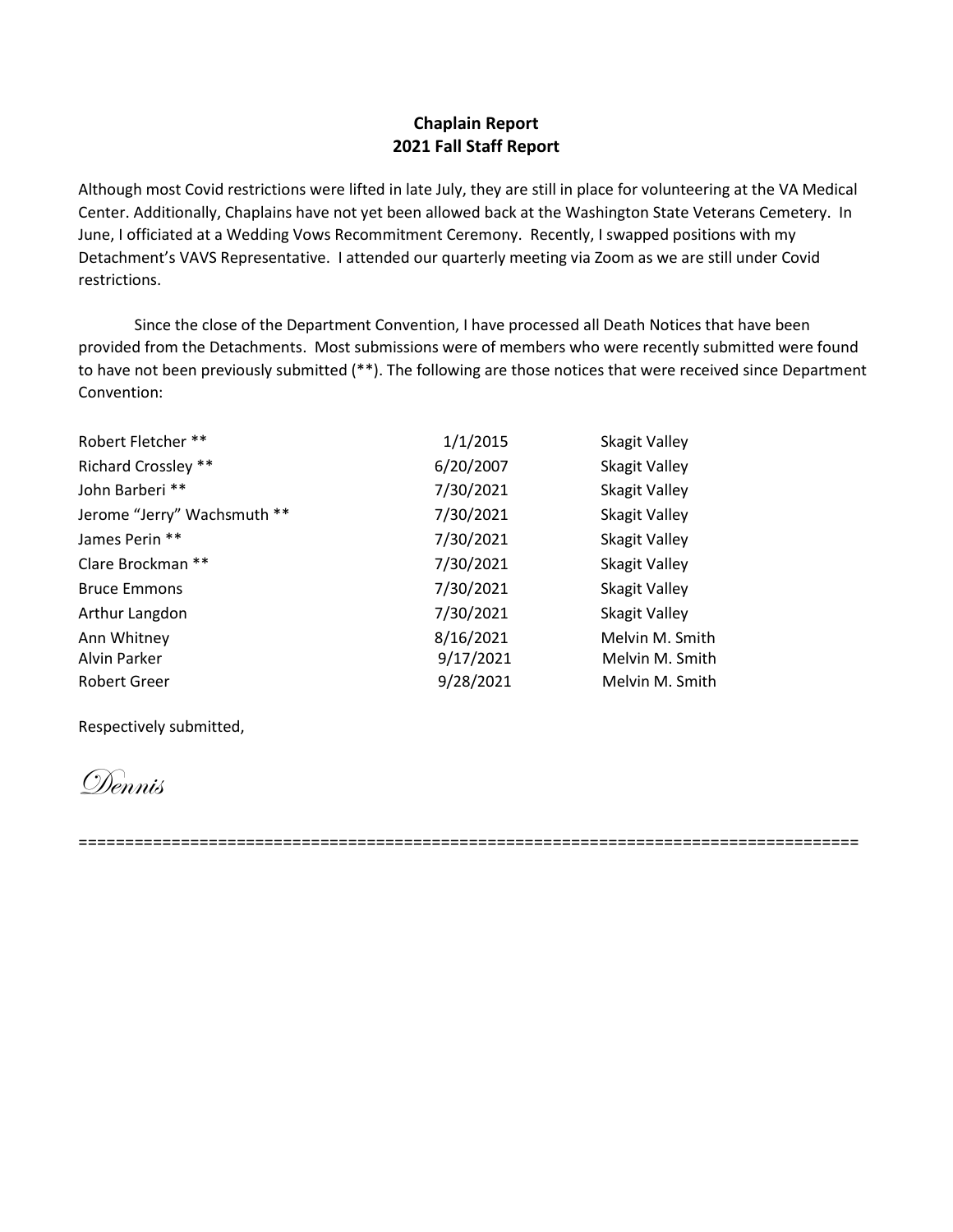**Chaplain Report**
**2021 Fall Staff Report**

Although most Covid restrictions were lifted in late July, they are still in place for volunteering at the VA Medical Center. Additionally, Chaplains have not yet been allowed back at the Washington State Veterans Cemetery. In June, I officiated at a Wedding Vows Recommitment Ceremony. Recently, I swapped positions with my Detachment's VAVS Representative. I attended our quarterly meeting via Zoom as we are still under Covid restrictions.

Since the close of the Department Convention, I have processed all Death Notices that have been provided from the Detachments. Most submissions were of members who were recently submitted were found to have not been previously submitted (**). The following are those notices that were received since Department Convention:

| | | |
|---|---|---|
| Robert Fletcher ** | 1/1/2015 | Skagit Valley |
| Richard Crossley ** | 6/20/2007 | Skagit Valley |
| John Barberi ** | 7/30/2021 | Skagit Valley |
| Jerome "Jerry" Wachsmuth ** | 7/30/2021 | Skagit Valley |
| James Perin ** | 7/30/2021 | Skagit Valley |
| Clare Brockman ** | 7/30/2021 | Skagit Valley |
| Bruce Emmons | 7/30/2021 | Skagit Valley |
| Arthur Langdon | 7/30/2021 | Skagit Valley |
| Ann Whitney | 8/16/2021 | Melvin M. Smith |
| Alvin Parker | 9/17/2021 | Melvin M. Smith |
| Robert Greer | 9/28/2021 | Melvin M. Smith |

Respectively submitted,

*Dennis*

=================================================================================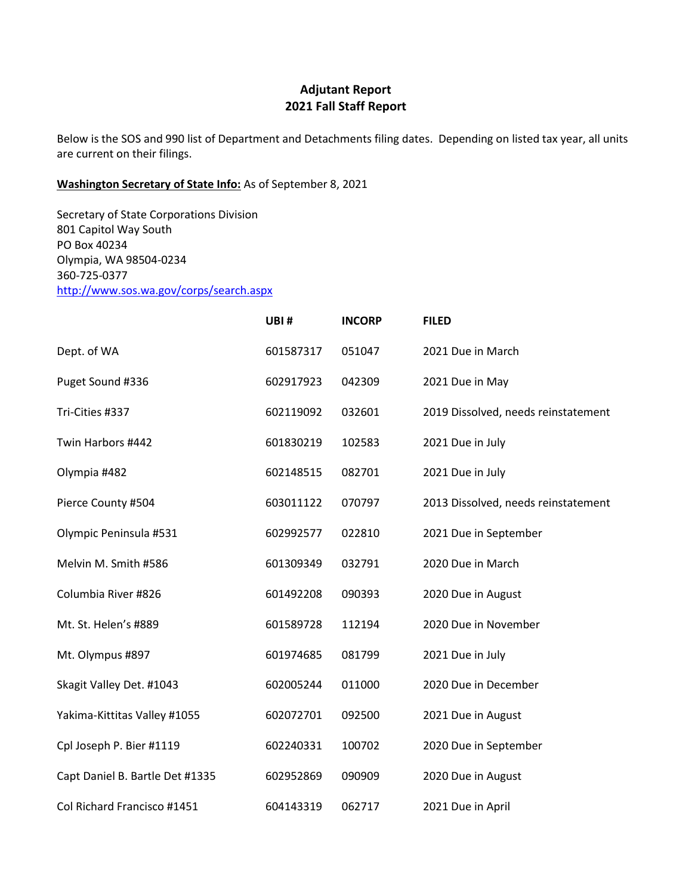**Adjutant Report**
**2021 Fall Staff Report**

Below is the SOS and 990 list of Department and Detachments filing dates. Depending on listed tax year, all units are current on their filings.

**Washington Secretary of State Info:** As of September 8, 2021

Secretary of State Corporations Division
801 Capitol Way South
PO Box 40234
Olympia, WA 98504-0234
360-725-0377
http://www.sos.wa.gov/corps/search.aspx

| | UBI # | INCORP | FILED |
|---|---|---|---|
| Dept. of WA | 601587317 | 051047 | 2021 Due in March |
| Puget Sound #336 | 602917923 | 042309 | 2021 Due in May |
| Tri-Cities #337 | 602119092 | 032601 | 2019 Dissolved, needs reinstatement |
| Twin Harbors #442 | 601830219 | 102583 | 2021 Due in July |
| Olympia #482 | 602148515 | 082701 | 2021 Due in July |
| Pierce County #504 | 603011122 | 070797 | 2013 Dissolved, needs reinstatement |
| Olympic Peninsula #531 | 602992577 | 022810 | 2021 Due in September |
| Melvin M. Smith #586 | 601309349 | 032791 | 2020 Due in March |
| Columbia River #826 | 601492208 | 090393 | 2020 Due in August |
| Mt. St. Helen's #889 | 601589728 | 112194 | 2020 Due in November |
| Mt. Olympus #897 | 601974685 | 081799 | 2021 Due in July |
| Skagit Valley Det. #1043 | 602005244 | 011000 | 2020 Due in December |
| Yakima-Kittitas Valley #1055 | 602072701 | 092500 | 2021 Due in August |
| Cpl Joseph P. Bier #1119 | 602240331 | 100702 | 2020 Due in September |
| Capt Daniel B. Bartle Det #1335 | 602952869 | 090909 | 2020 Due in August |
| Col Richard Francisco #1451 | 604143319 | 062717 | 2021 Due in April |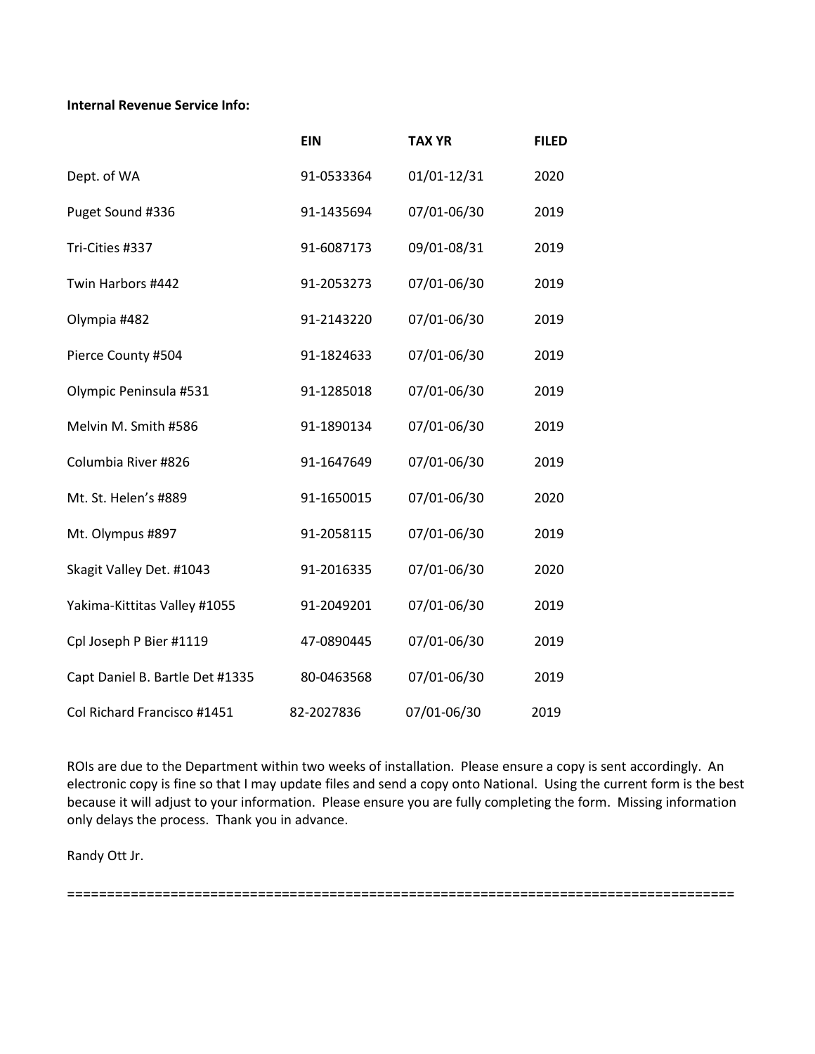**Internal Revenue Service Info:**

| | EIN | TAX YR | FILED |
|---|---|---|---|
| Dept. of WA | 91-0533364 | 01/01-12/31 | 2020 |
| Puget Sound #336 | 91-1435694 | 07/01-06/30 | 2019 |
| Tri-Cities #337 | 91-6087173 | 09/01-08/31 | 2019 |
| Twin Harbors #442 | 91-2053273 | 07/01-06/30 | 2019 |
| Olympia #482 | 91-2143220 | 07/01-06/30 | 2019 |
| Pierce County #504 | 91-1824633 | 07/01-06/30 | 2019 |
| Olympic Peninsula #531 | 91-1285018 | 07/01-06/30 | 2019 |
| Melvin M. Smith #586 | 91-1890134 | 07/01-06/30 | 2019 |
| Columbia River #826 | 91-1647649 | 07/01-06/30 | 2019 |
| Mt. St. Helen's #889 | 91-1650015 | 07/01-06/30 | 2020 |
| Mt. Olympus #897 | 91-2058115 | 07/01-06/30 | 2019 |
| Skagit Valley Det. #1043 | 91-2016335 | 07/01-06/30 | 2020 |
| Yakima-Kittitas Valley #1055 | 91-2049201 | 07/01-06/30 | 2019 |
| Cpl Joseph P Bier #1119 | 47-0890445 | 07/01-06/30 | 2019 |
| Capt Daniel B. Bartle Det #1335 | 80-0463568 | 07/01-06/30 | 2019 |
| Col Richard Francisco #1451 | 82-2027836 | 07/01-06/30 | 2019 |

ROIs are due to the Department within two weeks of installation. Please ensure a copy is sent accordingly. An electronic copy is fine so that I may update files and send a copy onto National. Using the current form is the best because it will adjust to your information. Please ensure you are fully completing the form. Missing information only delays the process. Thank you in advance.

Randy Ott Jr.

================================================================================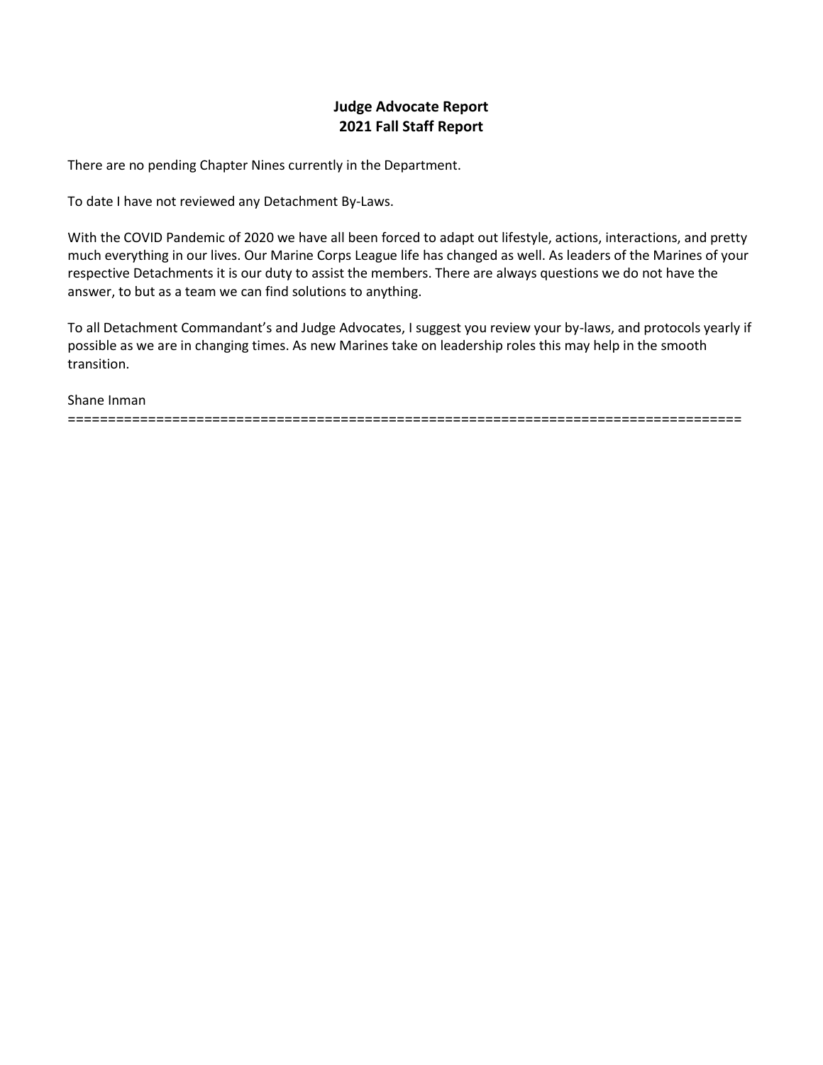**Judge Advocate Report**
**2021 Fall Staff Report**

There are no pending Chapter Nines currently in the Department.

To date I have not reviewed any Detachment By-Laws.

With the COVID Pandemic of 2020 we have all been forced to adapt out lifestyle, actions, interactions, and pretty much everything in our lives. Our Marine Corps League life has changed as well. As leaders of the Marines of your respective Detachments it is our duty to assist the members. There are always questions we do not have the answer, to but as a team we can find solutions to anything.

To all Detachment Commandant's and Judge Advocates, I suggest you review your by-laws, and protocols yearly if possible as we are in changing times. As new Marines take on leadership roles this may help in the smooth transition.

Shane Inman

==================================================================================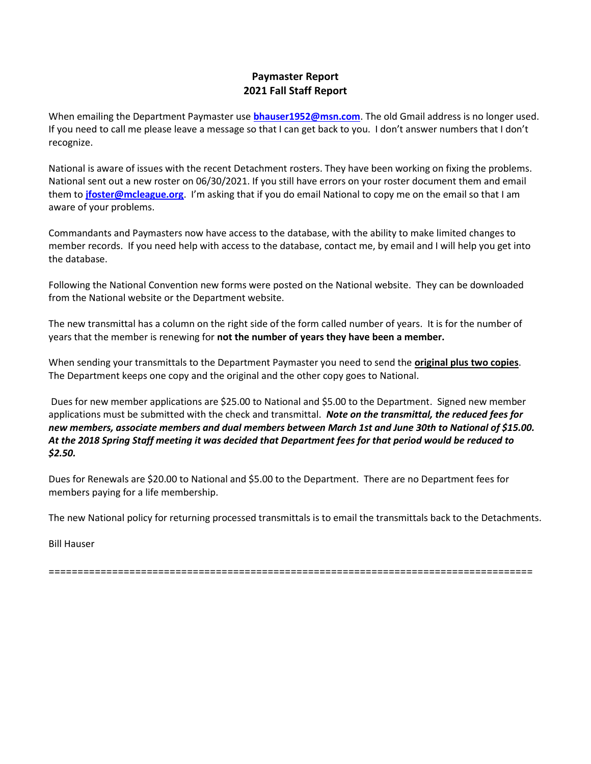**Paymaster Report**
**2021 Fall Staff Report**

When emailing the Department Paymaster use **bhauser1952@msn.com**. The old Gmail address is no longer used. If you need to call me please leave a message so that I can get back to you. I don't answer numbers that I don't recognize.

National is aware of issues with the recent Detachment rosters. They have been working on fixing the problems. National sent out a new roster on 06/30/2021. If you still have errors on your roster document them and email them to **jfoster@mcleague.org**. I'm asking that if you do email National to copy me on the email so that I am aware of your problems.

Commandants and Paymasters now have access to the database, with the ability to make limited changes to member records. If you need help with access to the database, contact me, by email and I will help you get into the database.

Following the National Convention new forms were posted on the National website. They can be downloaded from the National website or the Department website.

The new transmittal has a column on the right side of the form called number of years. It is for the number of years that the member is renewing for **not the number of years they have been a member.**

When sending your transmittals to the Department Paymaster you need to send the **original plus two copies**. The Department keeps one copy and the original and the other copy goes to National.

Dues for new member applications are $25.00 to National and $5.00 to the Department. Signed new member applications must be submitted with the check and transmittal. ***Note on the transmittal, the reduced fees for new members, associate members and dual members between March 1st and June 30th to National of $15.00. At the 2018 Spring Staff meeting it was decided that Department fees for that period would be reduced to $2.50.***

Dues for Renewals are $20.00 to National and $5.00 to the Department. There are no Department fees for members paying for a life membership.

The new National policy for returning processed transmittals is to email the transmittals back to the Detachments.

Bill Hauser

===================================================================================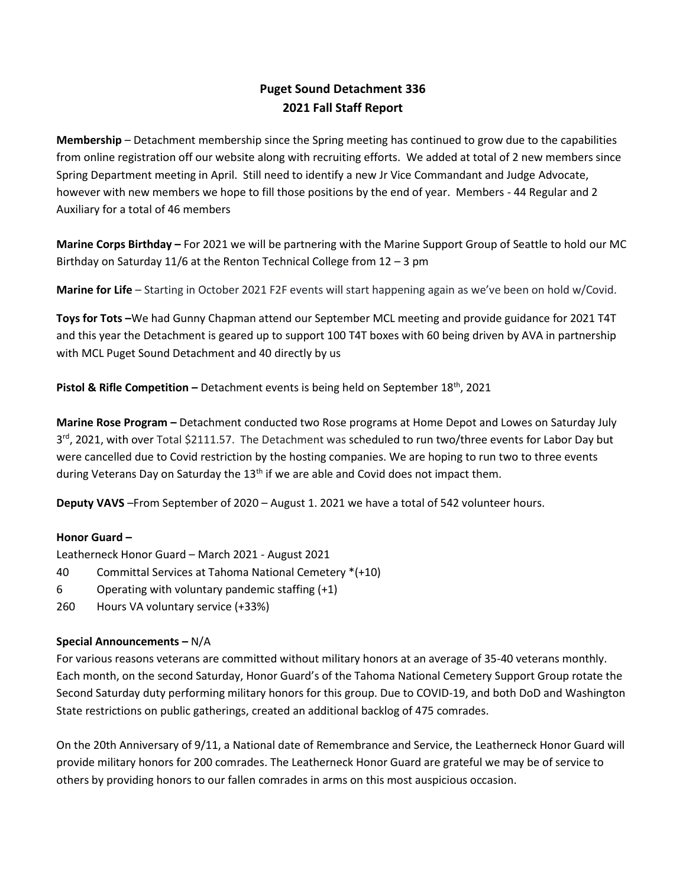# Puget Sound Detachment 336
## 2021 Fall Staff Report

**Membership** – Detachment membership since the Spring meeting has continued to grow due to the capabilities from online registration off our website along with recruiting efforts. We added at total of 2 new members since Spring Department meeting in April. Still need to identify a new Jr Vice Commandant and Judge Advocate, however with new members we hope to fill those positions by the end of year. Members - 44 Regular and 2 Auxiliary for a total of 46 members

**Marine Corps Birthday –** For 2021 we will be partnering with the Marine Support Group of Seattle to hold our MC Birthday on Saturday 11/6 at the Renton Technical College from 12 – 3 pm

**Marine for Life** – Starting in October 2021 F2F events will start happening again as we've been on hold w/Covid.

**Toys for Tots –**We had Gunny Chapman attend our September MCL meeting and provide guidance for 2021 T4T and this year the Detachment is geared up to support 100 T4T boxes with 60 being driven by AVA in partnership with MCL Puget Sound Detachment and 40 directly by us

**Pistol & Rifle Competition –** Detachment events is being held on September 18th, 2021

**Marine Rose Program –** Detachment conducted two Rose programs at Home Depot and Lowes on Saturday July 3rd, 2021, with over Total $2111.57. The Detachment was scheduled to run two/three events for Labor Day but were cancelled due to Covid restriction by the hosting companies. We are hoping to run two to three events during Veterans Day on Saturday the 13th if we are able and Covid does not impact them.

**Deputy VAVS** –From September of 2020 – August 1. 2021 we have a total of 542 volunteer hours.

**Honor Guard –**

Leatherneck Honor Guard – March 2021 - August 2021

40 Committal Services at Tahoma National Cemetery *(+10)

6 Operating with voluntary pandemic staffing (+1)

260 Hours VA voluntary service (+33%)

**Special Announcements –** N/A

For various reasons veterans are committed without military honors at an average of 35-40 veterans monthly. Each month, on the second Saturday, Honor Guard's of the Tahoma National Cemetery Support Group rotate the Second Saturday duty performing military honors for this group. Due to COVID-19, and both DoD and Washington State restrictions on public gatherings, created an additional backlog of 475 comrades.

On the 20th Anniversary of 9/11, a National date of Remembrance and Service, the Leatherneck Honor Guard will provide military honors for 200 comrades. The Leatherneck Honor Guard are grateful we may be of service to others by providing honors to our fallen comrades in arms on this most auspicious occasion.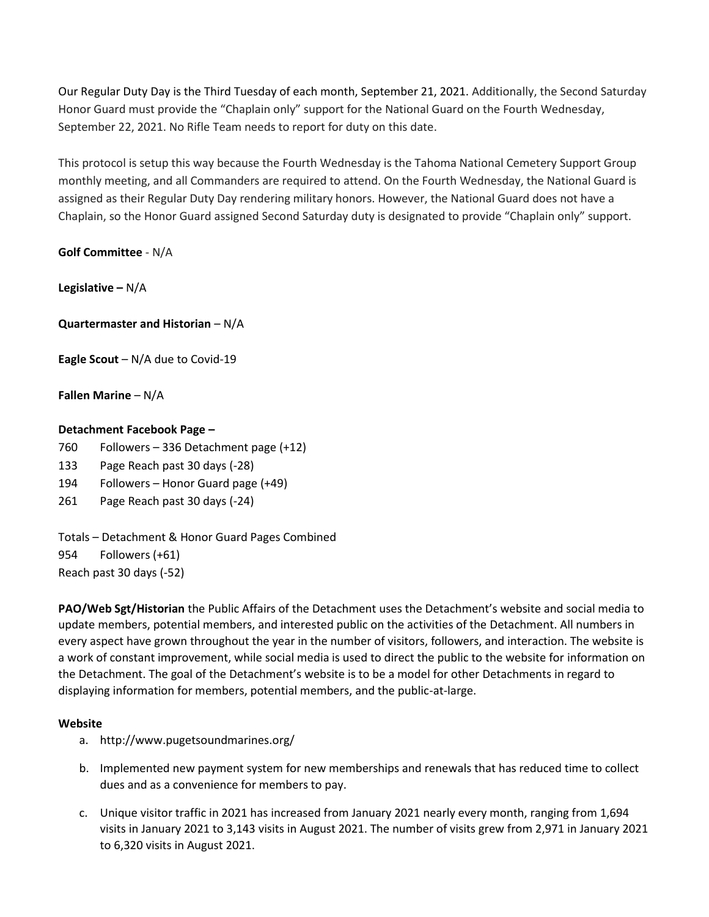Our Regular Duty Day is the Third Tuesday of each month, September 21, 2021. Additionally, the Second Saturday Honor Guard must provide the "Chaplain only" support for the National Guard on the Fourth Wednesday, September 22, 2021. No Rifle Team needs to report for duty on this date.

This protocol is setup this way because the Fourth Wednesday is the Tahoma National Cemetery Support Group monthly meeting, and all Commanders are required to attend. On the Fourth Wednesday, the National Guard is assigned as their Regular Duty Day rendering military honors. However, the National Guard does not have a Chaplain, so the Honor Guard assigned Second Saturday duty is designated to provide "Chaplain only" support.

**Golf Committee** - N/A

**Legislative –** N/A

**Quartermaster and Historian** – N/A

**Eagle Scout** – N/A due to Covid-19

**Fallen Marine** – N/A

**Detachment Facebook Page –**

760 Followers – 336 Detachment page (+12)
133 Page Reach past 30 days (-28)
194 Followers – Honor Guard page (+49)
261 Page Reach past 30 days (-24)

Totals – Detachment & Honor Guard Pages Combined
954 Followers (+61)
Reach past 30 days (-52)

**PAO/Web Sgt/Historian** the Public Affairs of the Detachment uses the Detachment's website and social media to update members, potential members, and interested public on the activities of the Detachment. All numbers in every aspect have grown throughout the year in the number of visitors, followers, and interaction. The website is a work of constant improvement, while social media is used to direct the public to the website for information on the Detachment. The goal of the Detachment's website is to be a model for other Detachments in regard to displaying information for members, potential members, and the public-at-large.

**Website**

a. http://www.pugetsoundmarines.org/
b. Implemented new payment system for new memberships and renewals that has reduced time to collect dues and as a convenience for members to pay.
c. Unique visitor traffic in 2021 has increased from January 2021 nearly every month, ranging from 1,694 visits in January 2021 to 3,143 visits in August 2021. The number of visits grew from 2,971 in January 2021 to 6,320 visits in August 2021.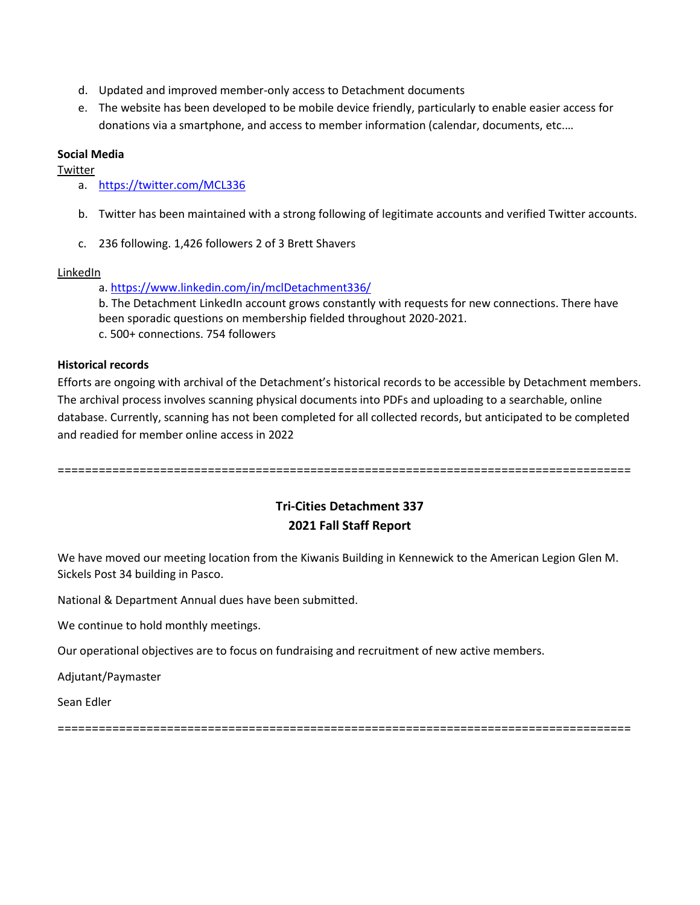d. Updated and improved member-only access to Detachment documents
e. The website has been developed to be mobile device friendly, particularly to enable easier access for donations via a smartphone, and access to member information (calendar, documents, etc.…

**Social Media**

Twitter

a. https://twitter.com/MCL336

b. Twitter has been maintained with a strong following of legitimate accounts and verified Twitter accounts.

c. 236 following. 1,426 followers 2 of 3 Brett Shavers

LinkedIn

a. https://www.linkedin.com/in/mclDetachment336/
b. The Detachment LinkedIn account grows constantly with requests for new connections. There have been sporadic questions on membership fielded throughout 2020-2021.
c. 500+ connections. 754 followers

**Historical records**

Efforts are ongoing with archival of the Detachment's historical records to be accessible by Detachment members. The archival process involves scanning physical documents into PDFs and uploading to a searchable, online database. Currently, scanning has not been completed for all collected records, but anticipated to be completed and readied for member online access in 2022

=====================================================================================

**Tri-Cities Detachment 337**
**2021 Fall Staff Report**

We have moved our meeting location from the Kiwanis Building in Kennewick to the American Legion Glen M. Sickels Post 34 building in Pasco.

National & Department Annual dues have been submitted.

We continue to hold monthly meetings.

Our operational objectives are to focus on fundraising and recruitment of new active members.

Adjutant/Paymaster

Sean Edler

=====================================================================================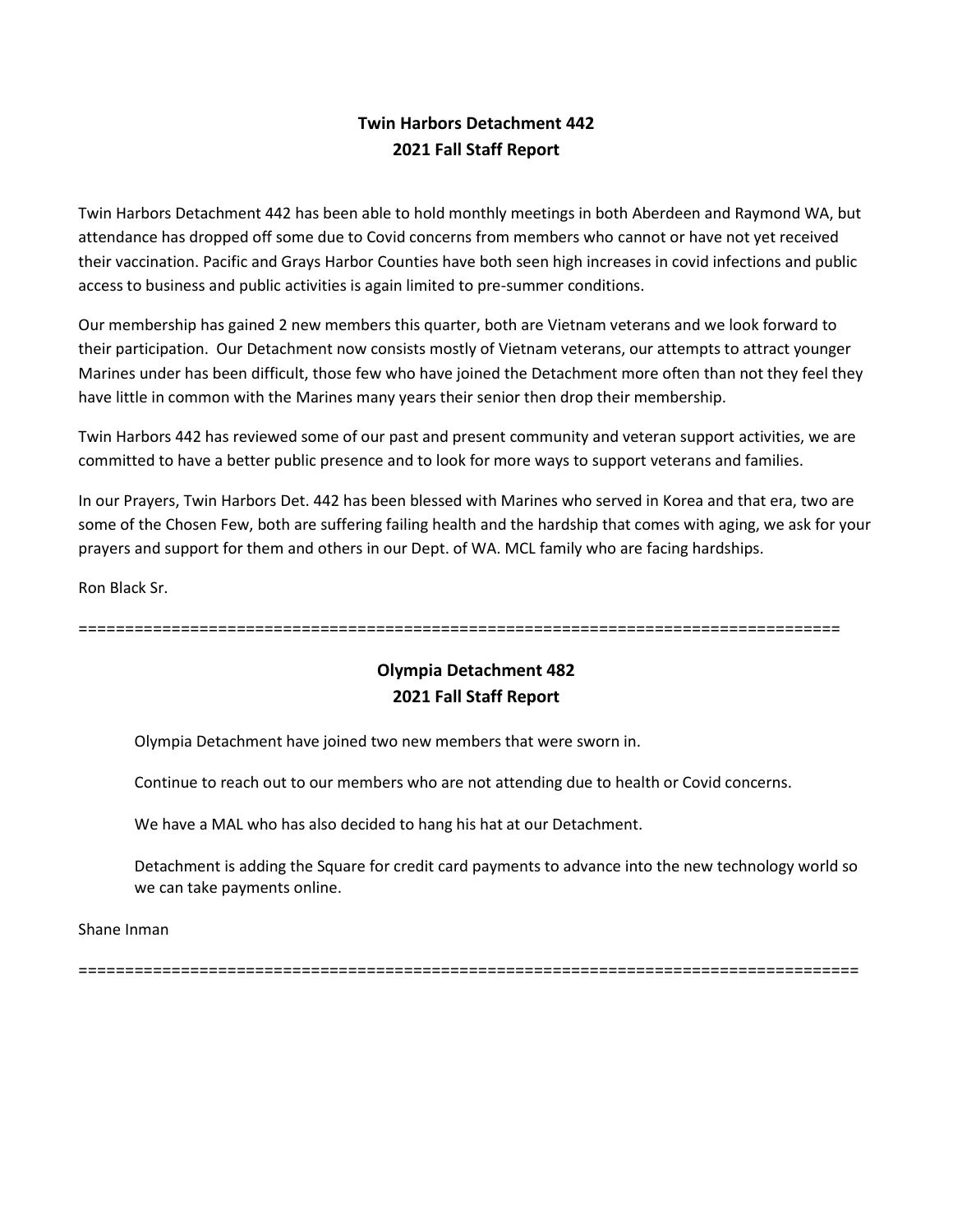## Twin Harbors Detachment 442
## 2021 Fall Staff Report

Twin Harbors Detachment 442 has been able to hold monthly meetings in both Aberdeen and Raymond WA, but attendance has dropped off some due to Covid concerns from members who cannot or have not yet received their vaccination. Pacific and Grays Harbor Counties have both seen high increases in covid infections and public access to business and public activities is again limited to pre-summer conditions.

Our membership has gained 2 new members this quarter, both are Vietnam veterans and we look forward to their participation. Our Detachment now consists mostly of Vietnam veterans, our attempts to attract younger Marines under has been difficult, those few who have joined the Detachment more often than not they feel they have little in common with the Marines many years their senior then drop their membership.

Twin Harbors 442 has reviewed some of our past and present community and veteran support activities, we are committed to have a better public presence and to look for more ways to support veterans and families.

In our Prayers, Twin Harbors Det. 442 has been blessed with Marines who served in Korea and that era, two are some of the Chosen Few, both are suffering failing health and the hardship that comes with aging, we ask for your prayers and support for them and others in our Dept. of WA. MCL family who are facing hardships.

Ron Black Sr.

================================================================================

## Olympia Detachment 482
## 2021 Fall Staff Report

Olympia Detachment have joined two new members that were sworn in.

Continue to reach out to our members who are not attending due to health or Covid concerns.

We have a MAL who has also decided to hang his hat at our Detachment.

Detachment is adding the Square for credit card payments to advance into the new technology world so we can take payments online.

Shane Inman

================================================================================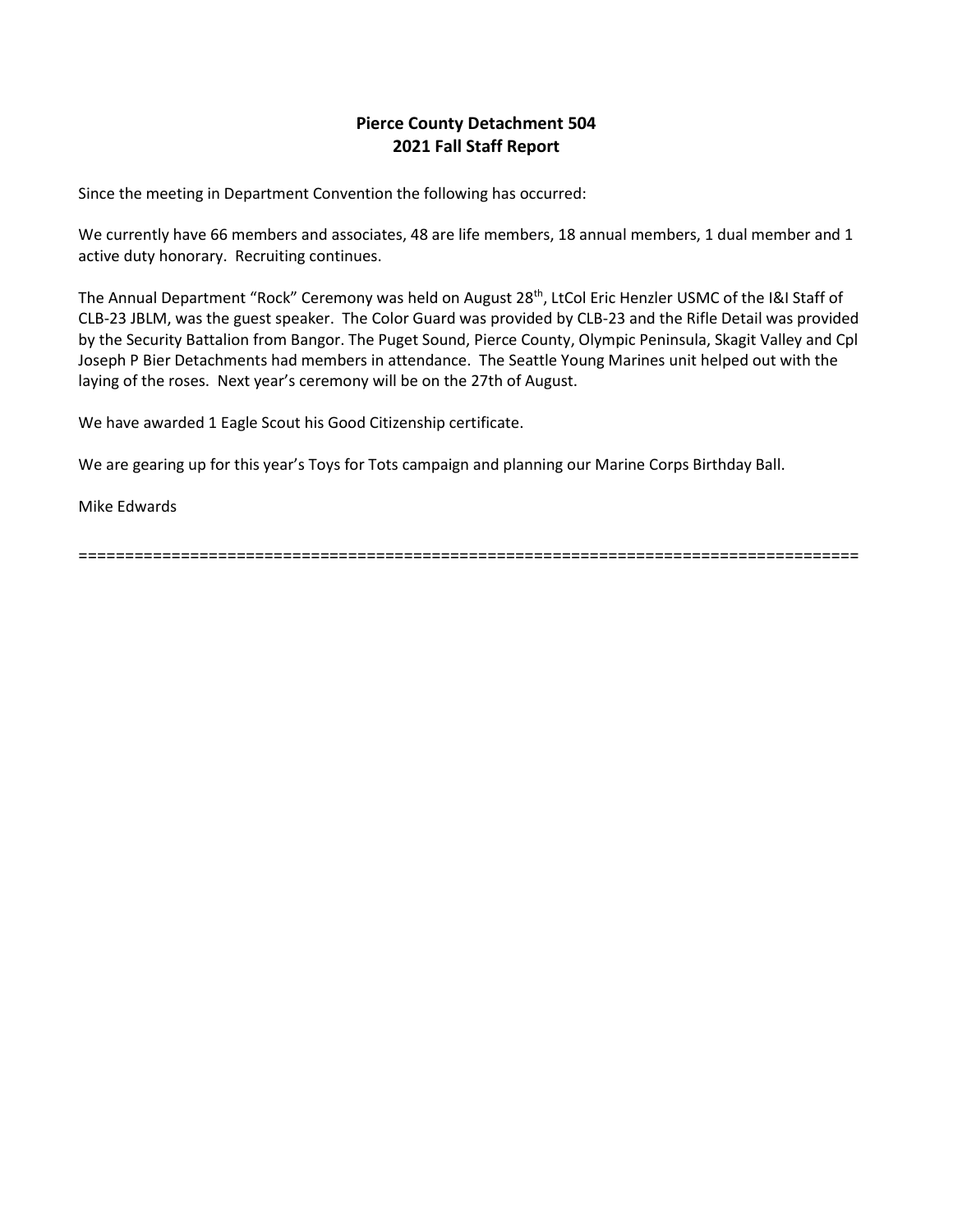**Pierce County Detachment 504**
**2021 Fall Staff Report**

Since the meeting in Department Convention the following has occurred:

We currently have 66 members and associates, 48 are life members, 18 annual members, 1 dual member and 1 active duty honorary. Recruiting continues.

The Annual Department "Rock" Ceremony was held on August 28th, LtCol Eric Henzler USMC of the I&I Staff of CLB-23 JBLM, was the guest speaker. The Color Guard was provided by CLB-23 and the Rifle Detail was provided by the Security Battalion from Bangor. The Puget Sound, Pierce County, Olympic Peninsula, Skagit Valley and Cpl Joseph P Bier Detachments had members in attendance. The Seattle Young Marines unit helped out with the laying of the roses. Next year's ceremony will be on the 27th of August.

We have awarded 1 Eagle Scout his Good Citizenship certificate.

We are gearing up for this year's Toys for Tots campaign and planning our Marine Corps Birthday Ball.

Mike Edwards

==================================================================================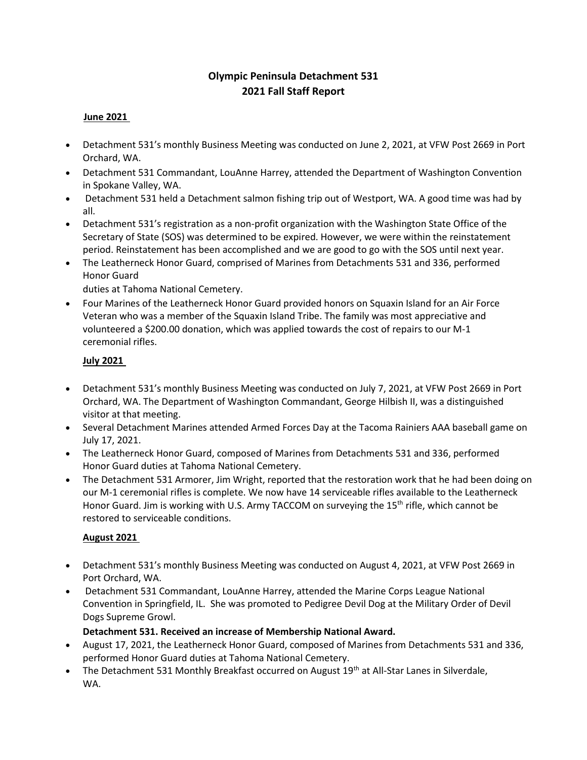# Olympic Peninsula Detachment 531
## 2021 Fall Staff Report

**June 2021**

- Detachment 531's monthly Business Meeting was conducted on June 2, 2021, at VFW Post 2669 in Port Orchard, WA.
- Detachment 531 Commandant, LouAnne Harrey, attended the Department of Washington Convention in Spokane Valley, WA.
- Detachment 531 held a Detachment salmon fishing trip out of Westport, WA. A good time was had by all.
- Detachment 531's registration as a non-profit organization with the Washington State Office of the Secretary of State (SOS) was determined to be expired. However, we were within the reinstatement period. Reinstatement has been accomplished and we are good to go with the SOS until next year.
- The Leatherneck Honor Guard, comprised of Marines from Detachments 531 and 336, performed Honor Guard duties at Tahoma National Cemetery.
- Four Marines of the Leatherneck Honor Guard provided honors on Squaxin Island for an Air Force Veteran who was a member of the Squaxin Island Tribe. The family was most appreciative and volunteered a $200.00 donation, which was applied towards the cost of repairs to our M-1 ceremonial rifles.

**July 2021**

- Detachment 531's monthly Business Meeting was conducted on July 7, 2021, at VFW Post 2669 in Port Orchard, WA. The Department of Washington Commandant, George Hilbish II, was a distinguished visitor at that meeting.
- Several Detachment Marines attended Armed Forces Day at the Tacoma Rainiers AAA baseball game on July 17, 2021.
- The Leatherneck Honor Guard, composed of Marines from Detachments 531 and 336, performed Honor Guard duties at Tahoma National Cemetery.
- The Detachment 531 Armorer, Jim Wright, reported that the restoration work that he had been doing on our M-1 ceremonial rifles is complete. We now have 14 serviceable rifles available to the Leatherneck Honor Guard. Jim is working with U.S. Army TACCOM on surveying the 15th rifle, which cannot be restored to serviceable conditions.

**August 2021**

- Detachment 531's monthly Business Meeting was conducted on August 4, 2021, at VFW Post 2669 in Port Orchard, WA.
- Detachment 531 Commandant, LouAnne Harrey, attended the Marine Corps League National Convention in Springfield, IL. She was promoted to Pedigree Devil Dog at the Military Order of Devil Dogs Supreme Growl.

  **Detachment 531. Received an increase of Membership National Award.**
- August 17, 2021, the Leatherneck Honor Guard, composed of Marines from Detachments 531 and 336, performed Honor Guard duties at Tahoma National Cemetery.
- The Detachment 531 Monthly Breakfast occurred on August 19th at All-Star Lanes in Silverdale, WA.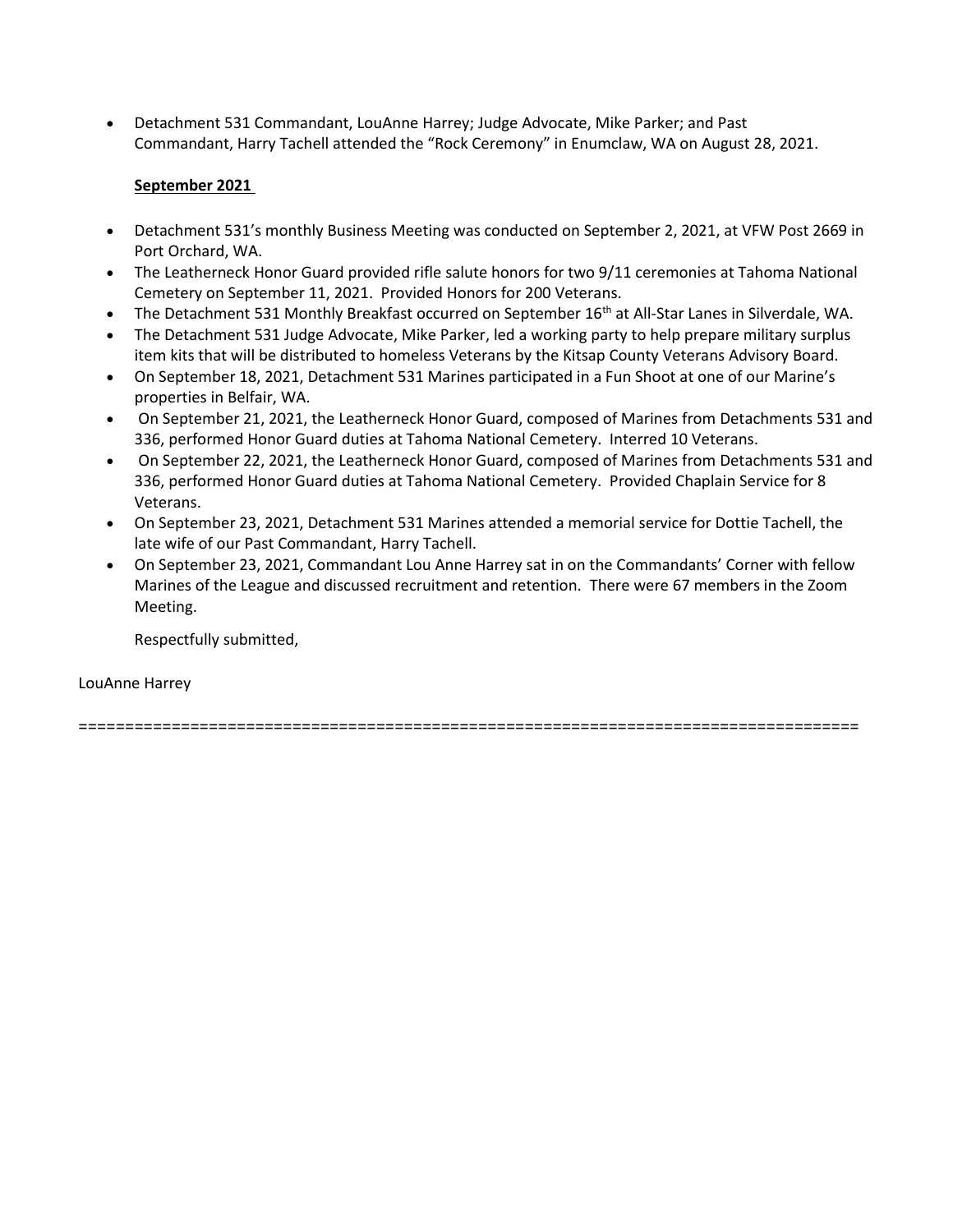- Detachment 531 Commandant, LouAnne Harrey; Judge Advocate, Mike Parker; and Past Commandant, Harry Tachell attended the "Rock Ceremony" in Enumclaw, WA on August 28, 2021.

**September 2021**

- Detachment 531's monthly Business Meeting was conducted on September 2, 2021, at VFW Post 2669 in Port Orchard, WA.
- The Leatherneck Honor Guard provided rifle salute honors for two 9/11 ceremonies at Tahoma National Cemetery on September 11, 2021. Provided Honors for 200 Veterans.
- The Detachment 531 Monthly Breakfast occurred on September 16th at All-Star Lanes in Silverdale, WA.
- The Detachment 531 Judge Advocate, Mike Parker, led a working party to help prepare military surplus item kits that will be distributed to homeless Veterans by the Kitsap County Veterans Advisory Board.
- On September 18, 2021, Detachment 531 Marines participated in a Fun Shoot at one of our Marine's properties in Belfair, WA.
- On September 21, 2021, the Leatherneck Honor Guard, composed of Marines from Detachments 531 and 336, performed Honor Guard duties at Tahoma National Cemetery. Interred 10 Veterans.
- On September 22, 2021, the Leatherneck Honor Guard, composed of Marines from Detachments 531 and 336, performed Honor Guard duties at Tahoma National Cemetery. Provided Chaplain Service for 8 Veterans.
- On September 23, 2021, Detachment 531 Marines attended a memorial service for Dottie Tachell, the late wife of our Past Commandant, Harry Tachell.
- On September 23, 2021, Commandant Lou Anne Harrey sat in on the Commandants' Corner with fellow Marines of the League and discussed recruitment and retention. There were 67 members in the Zoom Meeting.

Respectfully submitted,

LouAnne Harrey

==================================================================================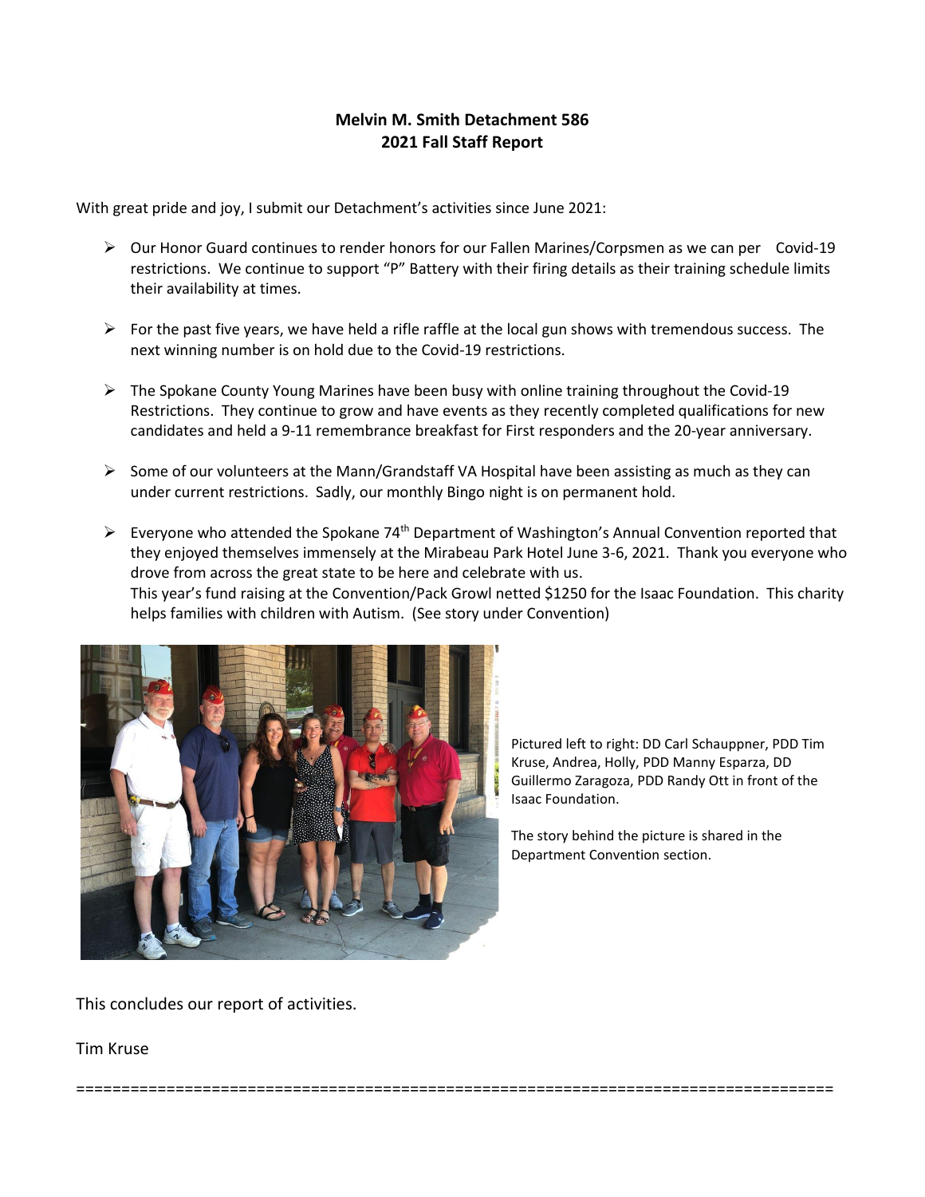**Melvin M. Smith Detachment 586**
**2021 Fall Staff Report**

With great pride and joy, I submit our Detachment's activities since June 2021:

- Our Honor Guard continues to render honors for our Fallen Marines/Corpsmen as we can per Covid-19 restrictions. We continue to support "P" Battery with their firing details as their training schedule limits their availability at times.

- For the past five years, we have held a rifle raffle at the local gun shows with tremendous success. The next winning number is on hold due to the Covid-19 restrictions.

- The Spokane County Young Marines have been busy with online training throughout the Covid-19 Restrictions. They continue to grow and have events as they recently completed qualifications for new candidates and held a 9-11 remembrance breakfast for First responders and the 20-year anniversary.

- Some of our volunteers at the Mann/Grandstaff VA Hospital have been assisting as much as they can under current restrictions. Sadly, our monthly Bingo night is on permanent hold.

- Everyone who attended the Spokane 74th Department of Washington's Annual Convention reported that they enjoyed themselves immensely at the Mirabeau Park Hotel June 3-6, 2021. Thank you everyone who drove from across the great state to be here and celebrate with us.
  This year's fund raising at the Convention/Pack Growl netted $1250 for the Isaac Foundation. This charity helps families with children with Autism. (See story under Convention)

Pictured left to right: DD Carl Schauppner, PDD Tim Kruse, Andrea, Holly, PDD Manny Esparza, DD Guillermo Zaragoza, PDD Randy Ott in front of the Isaac Foundation.

The story behind the picture is shared in the Department Convention section.

This concludes our report of activities.

Tim Kruse

================================================================================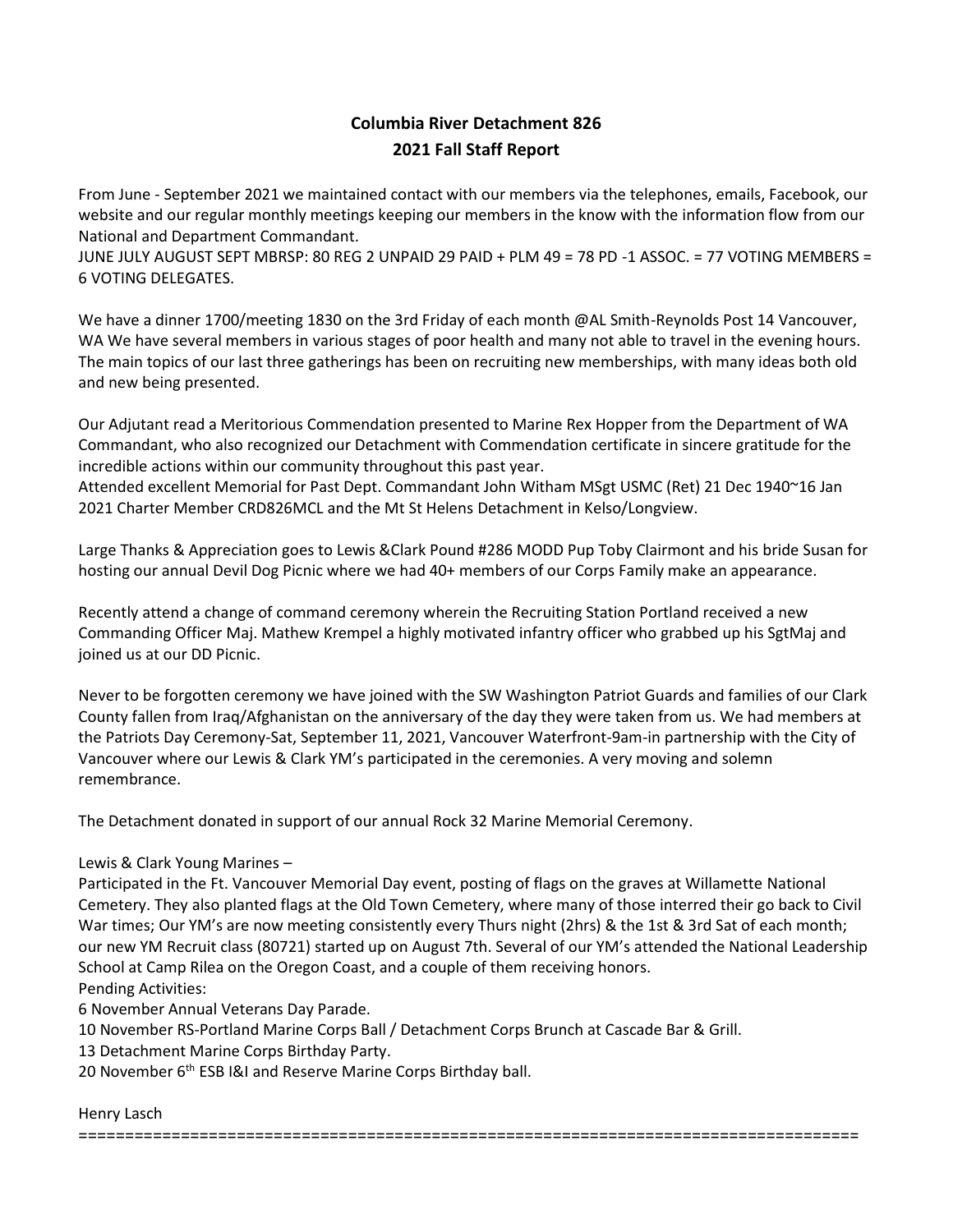# Columbia River Detachment 826
## 2021 Fall Staff Report

From June - September 2021 we maintained contact with our members via the telephones, emails, Facebook, our website and our regular monthly meetings keeping our members in the know with the information flow from our National and Department Commandant.
JUNE JULY AUGUST SEPT MBRSP: 80 REG 2 UNPAID 29 PAID + PLM 49 = 78 PD -1 ASSOC. = 77 VOTING MEMBERS = 6 VOTING DELEGATES.

We have a dinner 1700/meeting 1830 on the 3rd Friday of each month @AL Smith-Reynolds Post 14 Vancouver, WA We have several members in various stages of poor health and many not able to travel in the evening hours. The main topics of our last three gatherings has been on recruiting new memberships, with many ideas both old and new being presented.

Our Adjutant read a Meritorious Commendation presented to Marine Rex Hopper from the Department of WA Commandant, who also recognized our Detachment with Commendation certificate in sincere gratitude for the incredible actions within our community throughout this past year.
Attended excellent Memorial for Past Dept. Commandant John Witham MSgt USMC (Ret) 21 Dec 1940~16 Jan 2021 Charter Member CRD826MCL and the Mt St Helens Detachment in Kelso/Longview.

Large Thanks & Appreciation goes to Lewis &Clark Pound #286 MODD Pup Toby Clairmont and his bride Susan for hosting our annual Devil Dog Picnic where we had 40+ members of our Corps Family make an appearance.

Recently attend a change of command ceremony wherein the Recruiting Station Portland received a new Commanding Officer Maj. Mathew Krempel a highly motivated infantry officer who grabbed up his SgtMaj and joined us at our DD Picnic.

Never to be forgotten ceremony we have joined with the SW Washington Patriot Guards and families of our Clark County fallen from Iraq/Afghanistan on the anniversary of the day they were taken from us. We had members at the Patriots Day Ceremony-Sat, September 11, 2021, Vancouver Waterfront-9am-in partnership with the City of Vancouver where our Lewis & Clark YM's participated in the ceremonies. A very moving and solemn remembrance.

The Detachment donated in support of our annual Rock 32 Marine Memorial Ceremony.

Lewis & Clark Young Marines –
Participated in the Ft. Vancouver Memorial Day event, posting of flags on the graves at Willamette National Cemetery. They also planted flags at the Old Town Cemetery, where many of those interred their go back to Civil War times; Our YM's are now meeting consistently every Thurs night (2hrs) & the 1st & 3rd Sat of each month; our new YM Recruit class (80721) started up on August 7th. Several of our YM's attended the National Leadership School at Camp Rilea on the Oregon Coast, and a couple of them receiving honors.
Pending Activities:
6 November Annual Veterans Day Parade.
10 November RS-Portland Marine Corps Ball / Detachment Corps Brunch at Cascade Bar & Grill.
13 Detachment Marine Corps Birthday Party.
20 November 6th ESB I&I and Reserve Marine Corps Birthday ball.

Henry Lasch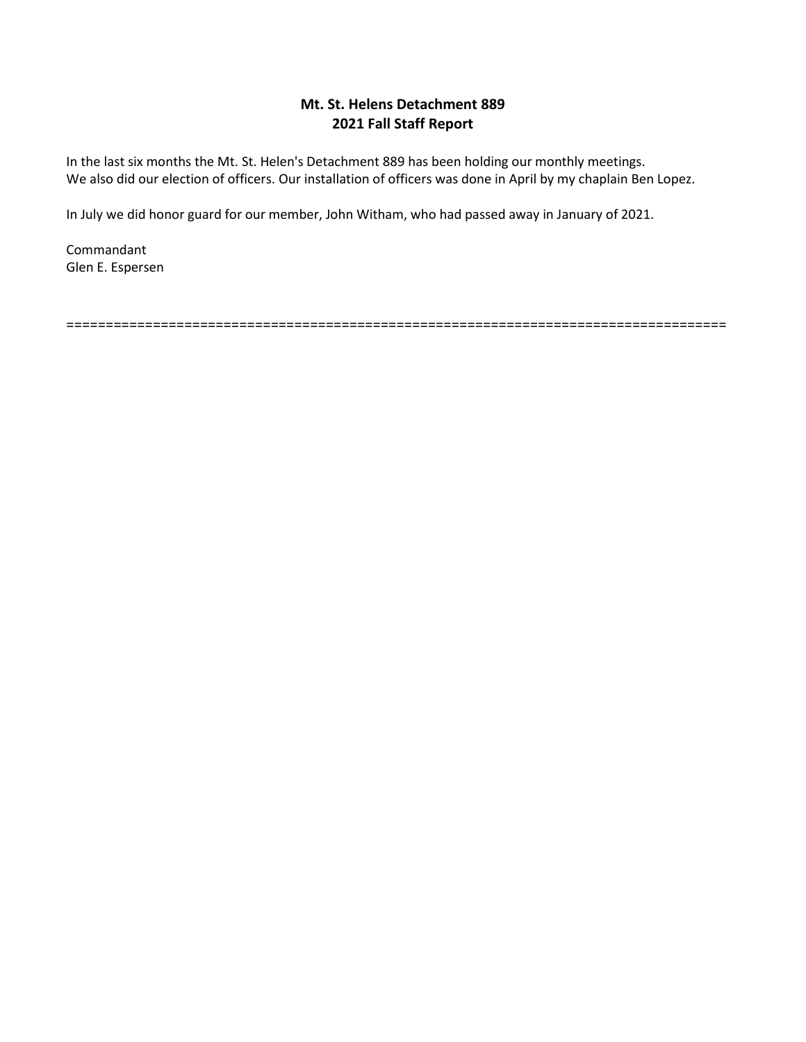**Mt. St. Helens Detachment 889**
**2021 Fall Staff Report**

In the last six months the Mt. St. Helen's Detachment 889 has been holding our monthly meetings.
We also did our election of officers. Our installation of officers was done in April by my chaplain Ben Lopez.

In July we did honor guard for our member, John Witham, who had passed away in January of 2021.

Commandant
Glen E. Espersen

==================================================================================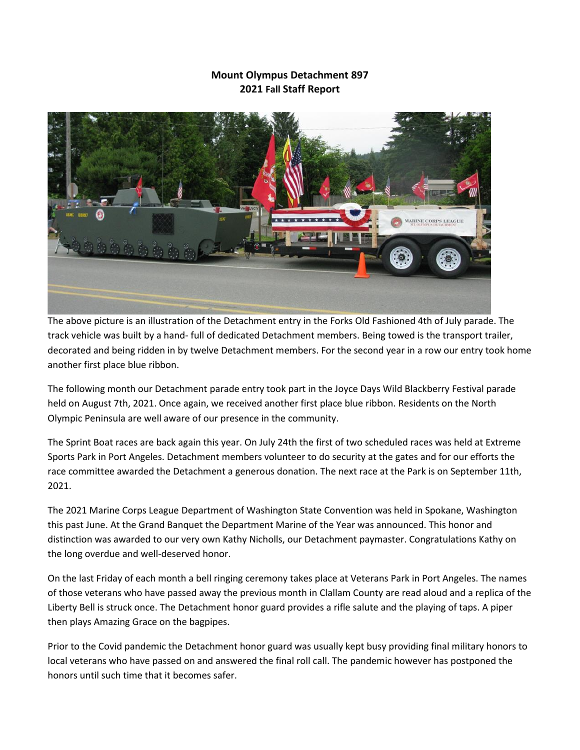**Mount Olympus Detachment 897**
**2021 Fall Staff Report**

The above picture is an illustration of the Detachment entry in the Forks Old Fashioned 4th of July parade. The track vehicle was built by a hand- full of dedicated Detachment members. Being towed is the transport trailer, decorated and being ridden in by twelve Detachment members. For the second year in a row our entry took home another first place blue ribbon.

The following month our Detachment parade entry took part in the Joyce Days Wild Blackberry Festival parade held on August 7th, 2021. Once again, we received another first place blue ribbon. Residents on the North Olympic Peninsula are well aware of our presence in the community.

The Sprint Boat races are back again this year. On July 24th the first of two scheduled races was held at Extreme Sports Park in Port Angeles. Detachment members volunteer to do security at the gates and for our efforts the race committee awarded the Detachment a generous donation. The next race at the Park is on September 11th, 2021.

The 2021 Marine Corps League Department of Washington State Convention was held in Spokane, Washington this past June. At the Grand Banquet the Department Marine of the Year was announced. This honor and distinction was awarded to our very own Kathy Nicholls, our Detachment paymaster. Congratulations Kathy on the long overdue and well-deserved honor.

On the last Friday of each month a bell ringing ceremony takes place at Veterans Park in Port Angeles. The names of those veterans who have passed away the previous month in Clallam County are read aloud and a replica of the Liberty Bell is struck once. The Detachment honor guard provides a rifle salute and the playing of taps. A piper then plays Amazing Grace on the bagpipes.

Prior to the Covid pandemic the Detachment honor guard was usually kept busy providing final military honors to local veterans who have passed on and answered the final roll call. The pandemic however has postponed the honors until such time that it becomes safer.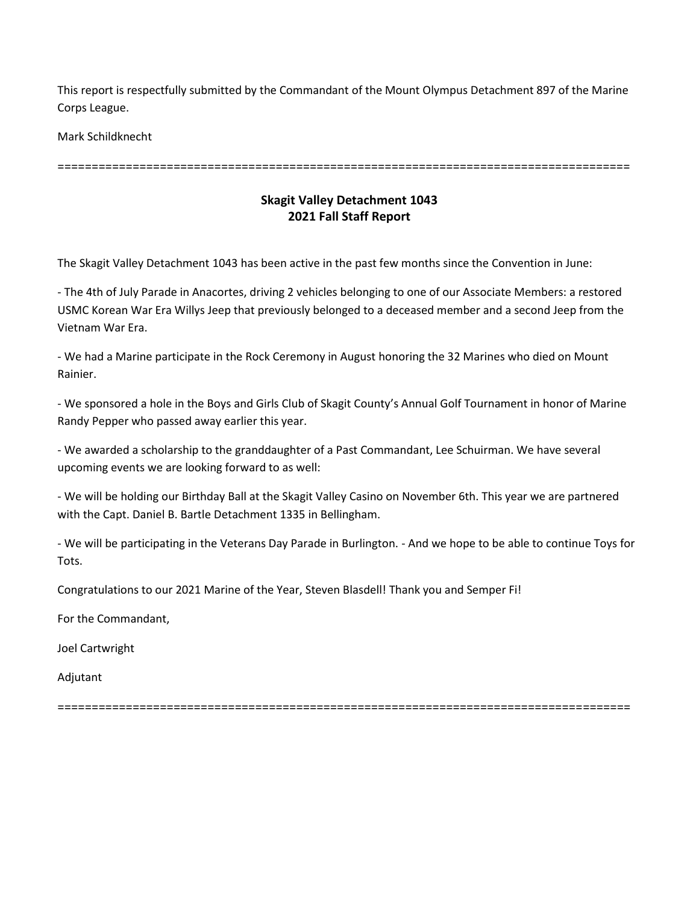This report is respectfully submitted by the Commandant of the Mount Olympus Detachment 897 of the Marine Corps League.

Mark Schildknecht

==================================================================================

**Skagit Valley Detachment 1043**
**2021 Fall Staff Report**

The Skagit Valley Detachment 1043 has been active in the past few months since the Convention in June:

- The 4th of July Parade in Anacortes, driving 2 vehicles belonging to one of our Associate Members: a restored USMC Korean War Era Willys Jeep that previously belonged to a deceased member and a second Jeep from the Vietnam War Era.

- We had a Marine participate in the Rock Ceremony in August honoring the 32 Marines who died on Mount Rainier.

- We sponsored a hole in the Boys and Girls Club of Skagit County's Annual Golf Tournament in honor of Marine Randy Pepper who passed away earlier this year.

- We awarded a scholarship to the granddaughter of a Past Commandant, Lee Schuirman. We have several upcoming events we are looking forward to as well:

- We will be holding our Birthday Ball at the Skagit Valley Casino on November 6th. This year we are partnered with the Capt. Daniel B. Bartle Detachment 1335 in Bellingham.

- We will be participating in the Veterans Day Parade in Burlington. - And we hope to be able to continue Toys for Tots.

Congratulations to our 2021 Marine of the Year, Steven Blasdell! Thank you and Semper Fi!

For the Commandant,

Joel Cartwright

Adjutant

==================================================================================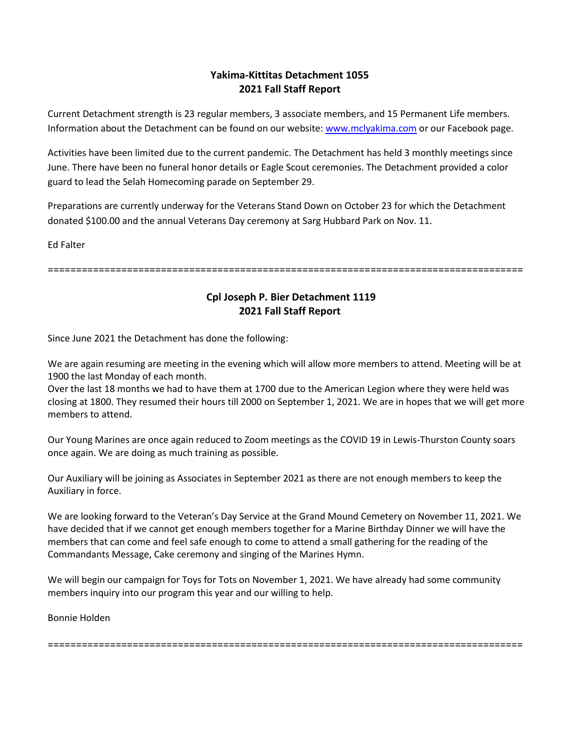**Yakima-Kittitas Detachment 1055**
**2021 Fall Staff Report**

Current Detachment strength is 23 regular members, 3 associate members, and 15 Permanent Life members. Information about the Detachment can be found on our website: [www.mclyakima.com](http://www.mclyakima.com) or our Facebook page.

Activities have been limited due to the current pandemic. The Detachment has held 3 monthly meetings since June. There have been no funeral honor details or Eagle Scout ceremonies. The Detachment provided a color guard to lead the Selah Homecoming parade on September 29.

Preparations are currently underway for the Veterans Stand Down on October 23 for which the Detachment donated $100.00 and the annual Veterans Day ceremony at Sarg Hubbard Park on Nov. 11.

Ed Falter

===================================================================================

**Cpl Joseph P. Bier Detachment 1119**
**2021 Fall Staff Report**

Since June 2021 the Detachment has done the following:

We are again resuming are meeting in the evening which will allow more members to attend. Meeting will be at 1900 the last Monday of each month.
Over the last 18 months we had to have them at 1700 due to the American Legion where they were held was closing at 1800. They resumed their hours till 2000 on September 1, 2021. We are in hopes that we will get more members to attend.

Our Young Marines are once again reduced to Zoom meetings as the COVID 19 in Lewis-Thurston County soars once again. We are doing as much training as possible.

Our Auxiliary will be joining as Associates in September 2021 as there are not enough members to keep the Auxiliary in force.

We are looking forward to the Veteran's Day Service at the Grand Mound Cemetery on November 11, 2021. We have decided that if we cannot get enough members together for a Marine Birthday Dinner we will have the members that can come and feel safe enough to come to attend a small gathering for the reading of the Commandants Message, Cake ceremony and singing of the Marines Hymn.

We will begin our campaign for Toys for Tots on November 1, 2021. We have already had some community members inquiry into our program this year and our willing to help.

Bonnie Holden

===================================================================================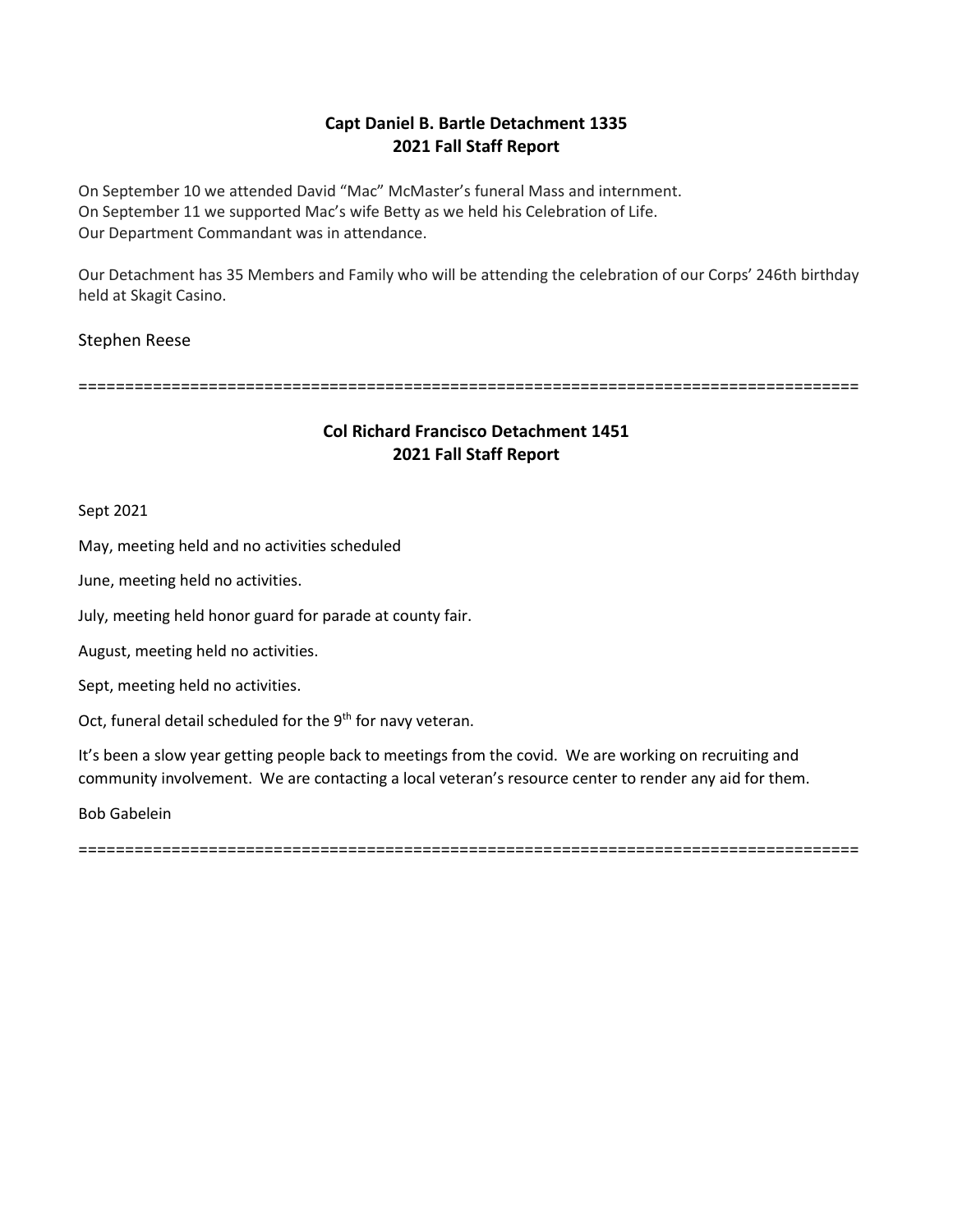## Capt Daniel B. Bartle Detachment 1335
## 2021 Fall Staff Report

On September 10 we attended David "Mac" McMaster's funeral Mass and internment.
On September 11 we supported Mac's wife Betty as we held his Celebration of Life.
Our Department Commandant was in attendance.

Our Detachment has 35 Members and Family who will be attending the celebration of our Corps' 246th birthday held at Skagit Casino.

Stephen Reese

==================================================================================

## Col Richard Francisco Detachment 1451
## 2021 Fall Staff Report

Sept 2021

May, meeting held and no activities scheduled

June, meeting held no activities.

July, meeting held honor guard for parade at county fair.

August, meeting held no activities.

Sept, meeting held no activities.

Oct, funeral detail scheduled for the 9th for navy veteran.

It's been a slow year getting people back to meetings from the covid. We are working on recruiting and community involvement. We are contacting a local veteran's resource center to render any aid for them.

Bob Gabelein

==================================================================================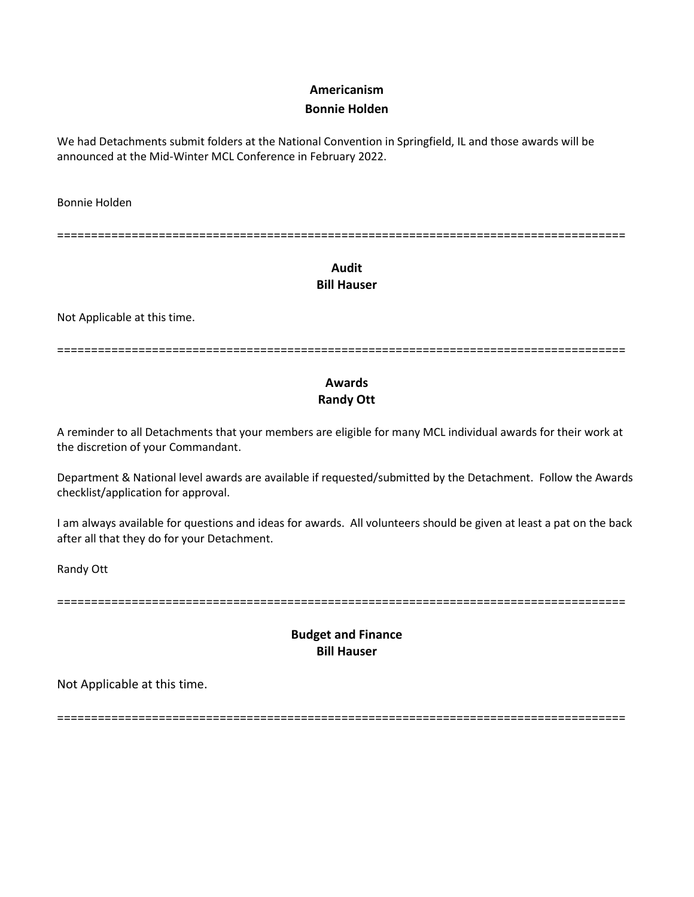## Americanism
**Bonnie Holden**

We had Detachments submit folders at the National Convention in Springfield, IL and those awards will be announced at the Mid-Winter MCL Conference in February 2022.

Bonnie Holden

==================================================================================

## Audit
**Bill Hauser**

Not Applicable at this time.

==================================================================================

## Awards
**Randy Ott**

A reminder to all Detachments that your members are eligible for many MCL individual awards for their work at the discretion of your Commandant.

Department & National level awards are available if requested/submitted by the Detachment. Follow the Awards checklist/application for approval.

I am always available for questions and ideas for awards. All volunteers should be given at least a pat on the back after all that they do for your Detachment.

Randy Ott

==================================================================================

## Budget and Finance
**Bill Hauser**

Not Applicable at this time.

==================================================================================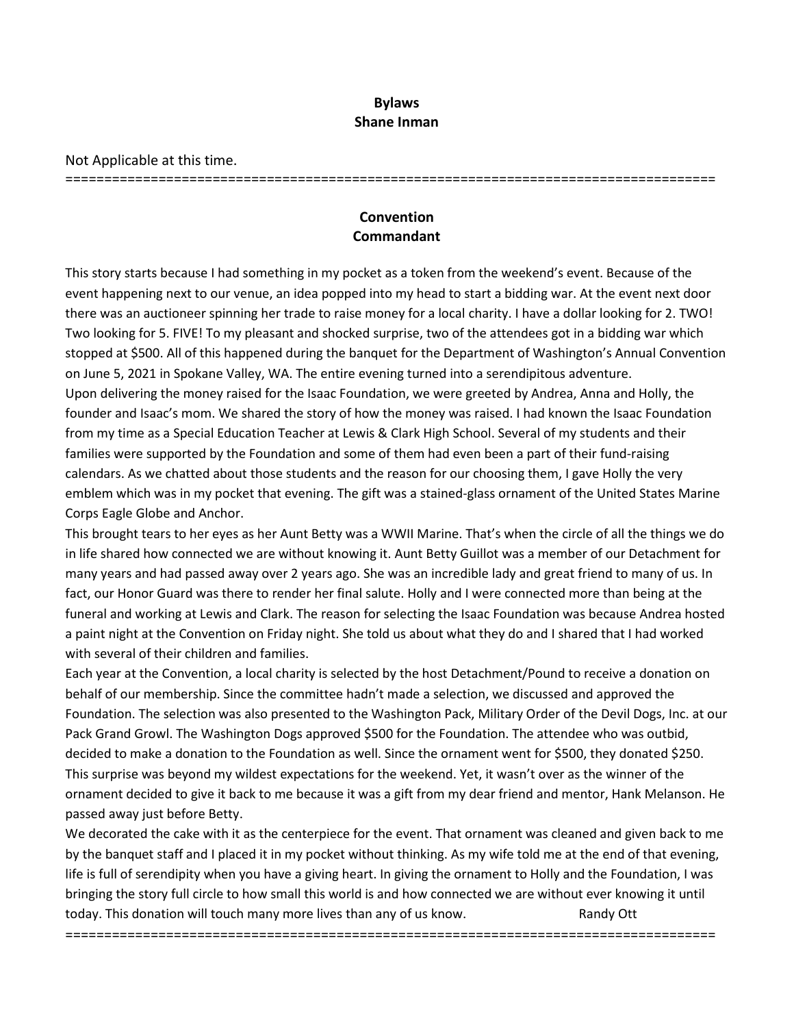## Bylaws
## Shane Inman

Not Applicable at this time.

=====================================================================================

## Convention
## Commandant

This story starts because I had something in my pocket as a token from the weekend's event. Because of the event happening next to our venue, an idea popped into my head to start a bidding war. At the event next door there was an auctioneer spinning her trade to raise money for a local charity. I have a dollar looking for 2. TWO! Two looking for 5. FIVE! To my pleasant and shocked surprise, two of the attendees got in a bidding war which stopped at $500. All of this happened during the banquet for the Department of Washington's Annual Convention on June 5, 2021 in Spokane Valley, WA. The entire evening turned into a serendipitous adventure.

Upon delivering the money raised for the Isaac Foundation, we were greeted by Andrea, Anna and Holly, the founder and Isaac's mom. We shared the story of how the money was raised. I had known the Isaac Foundation from my time as a Special Education Teacher at Lewis & Clark High School. Several of my students and their families were supported by the Foundation and some of them had even been a part of their fund-raising calendars. As we chatted about those students and the reason for our choosing them, I gave Holly the very emblem which was in my pocket that evening. The gift was a stained-glass ornament of the United States Marine Corps Eagle Globe and Anchor.

This brought tears to her eyes as her Aunt Betty was a WWII Marine. That's when the circle of all the things we do in life shared how connected we are without knowing it. Aunt Betty Guillot was a member of our Detachment for many years and had passed away over 2 years ago. She was an incredible lady and great friend to many of us. In fact, our Honor Guard was there to render her final salute. Holly and I were connected more than being at the funeral and working at Lewis and Clark. The reason for selecting the Isaac Foundation was because Andrea hosted a paint night at the Convention on Friday night. She told us about what they do and I shared that I had worked with several of their children and families.

Each year at the Convention, a local charity is selected by the host Detachment/Pound to receive a donation on behalf of our membership. Since the committee hadn't made a selection, we discussed and approved the Foundation. The selection was also presented to the Washington Pack, Military Order of the Devil Dogs, Inc. at our Pack Grand Growl. The Washington Dogs approved $500 for the Foundation. The attendee who was outbid, decided to make a donation to the Foundation as well. Since the ornament went for $500, they donated $250. This surprise was beyond my wildest expectations for the weekend. Yet, it wasn't over as the winner of the ornament decided to give it back to me because it was a gift from my dear friend and mentor, Hank Melanson. He passed away just before Betty.

We decorated the cake with it as the centerpiece for the event. That ornament was cleaned and given back to me by the banquet staff and I placed it in my pocket without thinking. As my wife told me at the end of that evening, life is full of serendipity when you have a giving heart. In giving the ornament to Holly and the Foundation, I was bringing the story full circle to how small this world is and how connected we are without ever knowing it until today. This donation will touch many more lives than any of us know. Randy Ott

=====================================================================================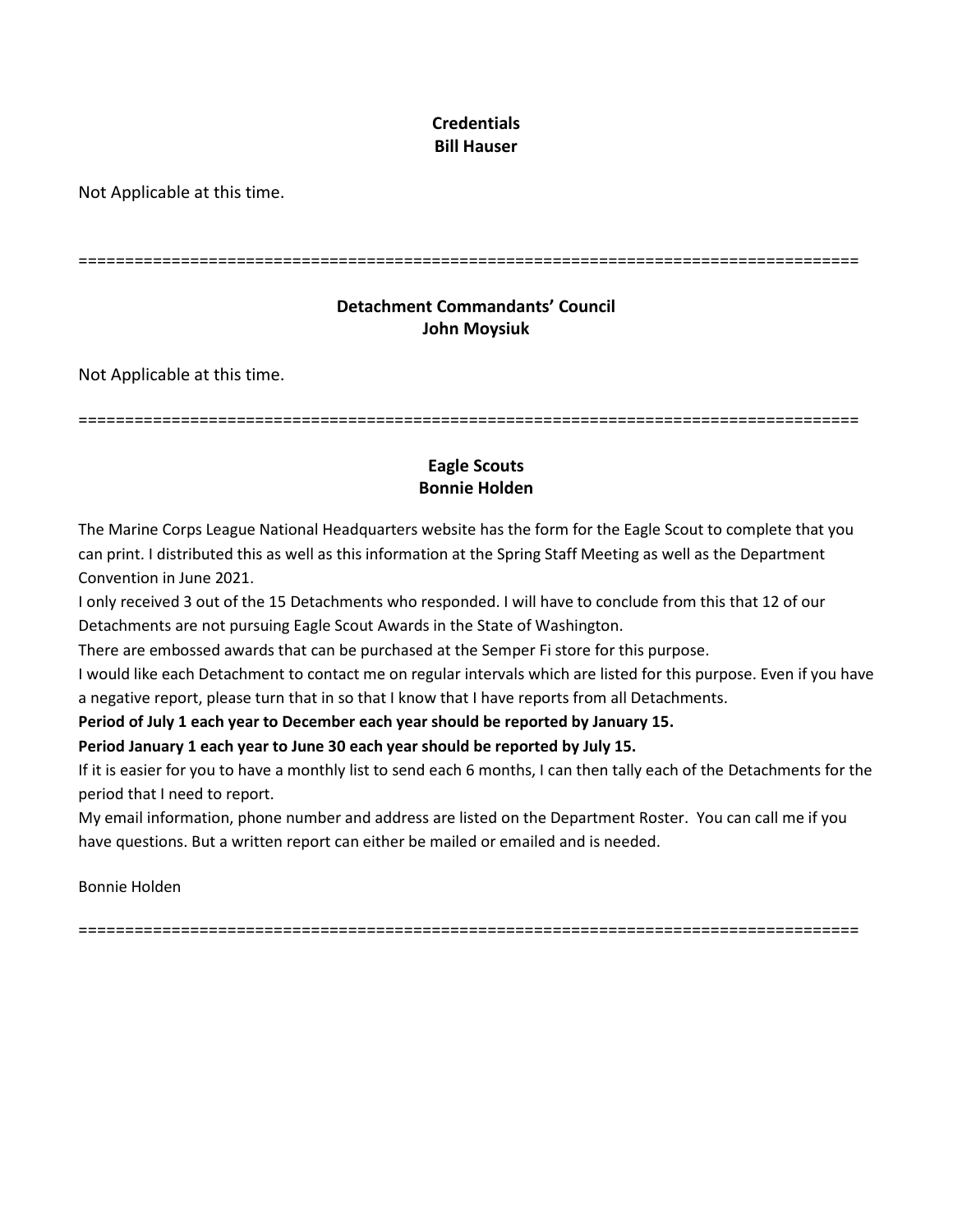**Credentials**
**Bill Hauser**

Not Applicable at this time.

==================================================================================

**Detachment Commandants' Council**
**John Moysiuk**

Not Applicable at this time.

==================================================================================

**Eagle Scouts**
**Bonnie Holden**

The Marine Corps League National Headquarters website has the form for the Eagle Scout to complete that you can print. I distributed this as well as this information at the Spring Staff Meeting as well as the Department Convention in June 2021.

I only received 3 out of the 15 Detachments who responded. I will have to conclude from this that 12 of our Detachments are not pursuing Eagle Scout Awards in the State of Washington.

There are embossed awards that can be purchased at the Semper Fi store for this purpose.

I would like each Detachment to contact me on regular intervals which are listed for this purpose. Even if you have a negative report, please turn that in so that I know that I have reports from all Detachments.

**Period of July 1 each year to December each year should be reported by January 15.**

**Period January 1 each year to June 30 each year should be reported by July 15.**

If it is easier for you to have a monthly list to send each 6 months, I can then tally each of the Detachments for the period that I need to report.

My email information, phone number and address are listed on the Department Roster. You can call me if you have questions. But a written report can either be mailed or emailed and is needed.

Bonnie Holden

==================================================================================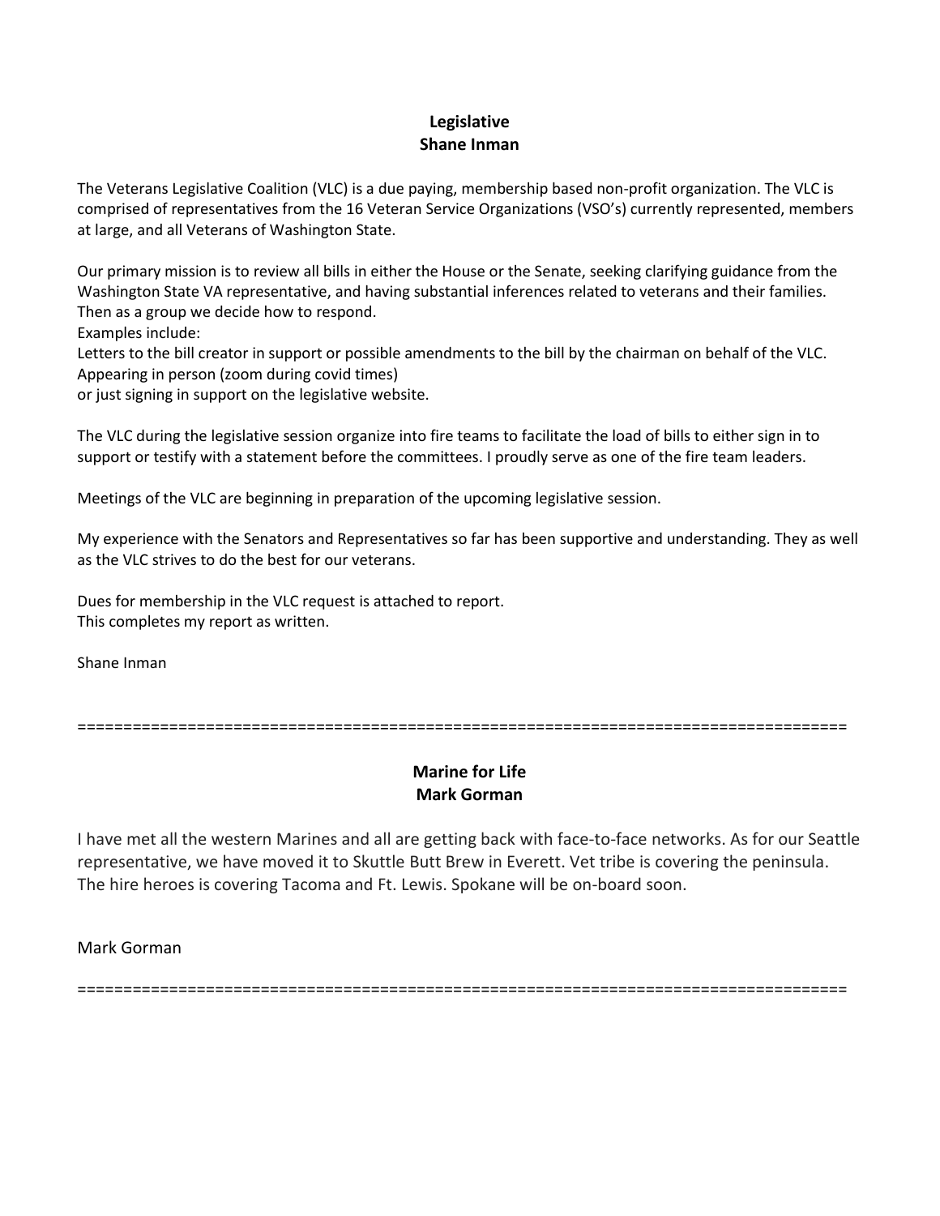**Legislative**
**Shane Inman**

The Veterans Legislative Coalition (VLC) is a due paying, membership based non-profit organization. The VLC is comprised of representatives from the 16 Veteran Service Organizations (VSO's) currently represented, members at large, and all Veterans of Washington State.

Our primary mission is to review all bills in either the House or the Senate, seeking clarifying guidance from the Washington State VA representative, and having substantial inferences related to veterans and their families. Then as a group we decide how to respond.
Examples include:
Letters to the bill creator in support or possible amendments to the bill by the chairman on behalf of the VLC.
Appearing in person (zoom during covid times)
or just signing in support on the legislative website.

The VLC during the legislative session organize into fire teams to facilitate the load of bills to either sign in to support or testify with a statement before the committees. I proudly serve as one of the fire team leaders.

Meetings of the VLC are beginning in preparation of the upcoming legislative session.

My experience with the Senators and Representatives so far has been supportive and understanding. They as well as the VLC strives to do the best for our veterans.

Dues for membership in the VLC request is attached to report.
This completes my report as written.

Shane Inman

==================================================================================

**Marine for Life**
**Mark Gorman**

I have met all the western Marines and all are getting back with face-to-face networks. As for our Seattle representative, we have moved it to Skuttle Butt Brew in Everett. Vet tribe is covering the peninsula. The hire heroes is covering Tacoma and Ft. Lewis. Spokane will be on-board soon.

Mark Gorman

==================================================================================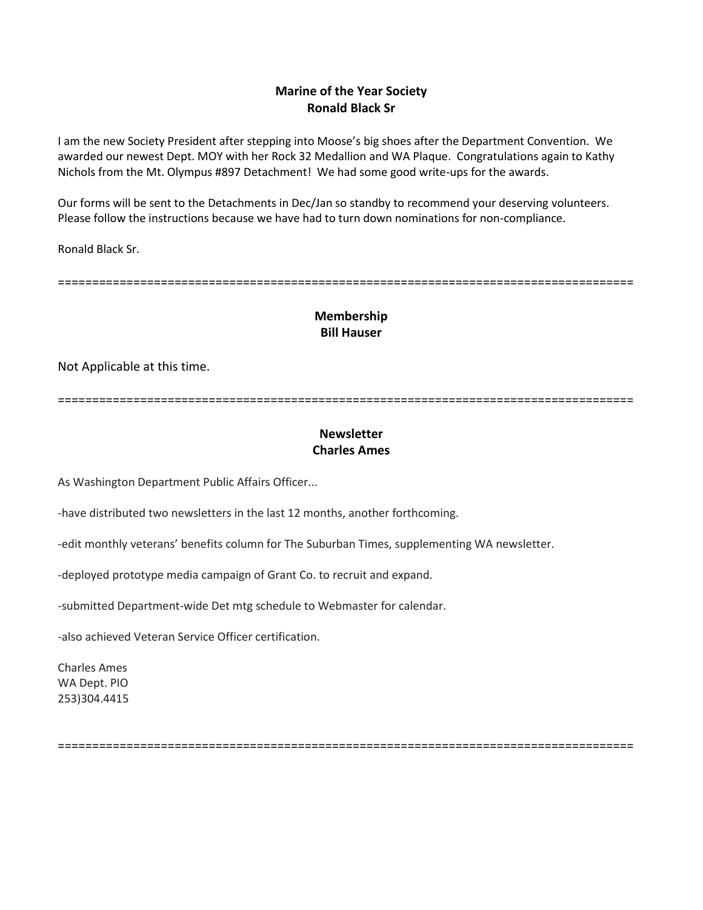## Marine of the Year Society
**Ronald Black Sr**

I am the new Society President after stepping into Moose's big shoes after the Department Convention. We awarded our newest Dept. MOY with her Rock 32 Medallion and WA Plaque. Congratulations again to Kathy Nichols from the Mt. Olympus #897 Detachment! We had some good write-ups for the awards.

Our forms will be sent to the Detachments in Dec/Jan so standby to recommend your deserving volunteers. Please follow the instructions because we have had to turn down nominations for non-compliance.

Ronald Black Sr.

===================================================================================

## Membership
**Bill Hauser**

Not Applicable at this time.

===================================================================================

## Newsletter
**Charles Ames**

As Washington Department Public Affairs Officer...

-have distributed two newsletters in the last 12 months, another forthcoming.

-edit monthly veterans' benefits column for The Suburban Times, supplementing WA newsletter.

-deployed prototype media campaign of Grant Co. to recruit and expand.

-submitted Department-wide Det mtg schedule to Webmaster for calendar.

-also achieved Veteran Service Officer certification.

Charles Ames
WA Dept. PIO
253)304.4415

===================================================================================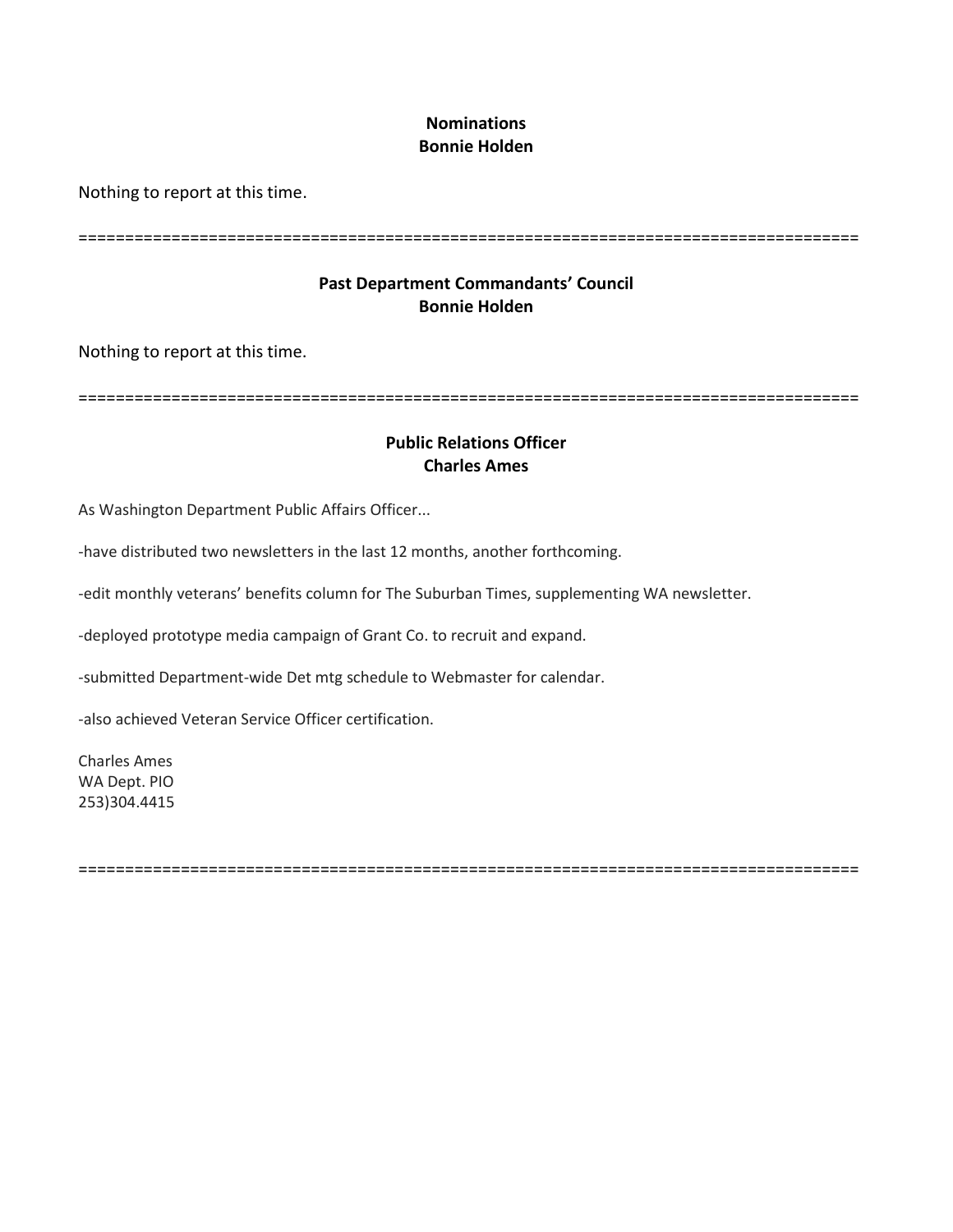## Nominations
## Bonnie Holden

Nothing to report at this time.

==================================================================================

## Past Department Commandants' Council
## Bonnie Holden

Nothing to report at this time.

==================================================================================

## Public Relations Officer
## Charles Ames

As Washington Department Public Affairs Officer...

-have distributed two newsletters in the last 12 months, another forthcoming.

-edit monthly veterans' benefits column for The Suburban Times, supplementing WA newsletter.

-deployed prototype media campaign of Grant Co. to recruit and expand.

-submitted Department-wide Det mtg schedule to Webmaster for calendar.

-also achieved Veteran Service Officer certification.

Charles Ames
WA Dept. PIO
253)304.4415

==================================================================================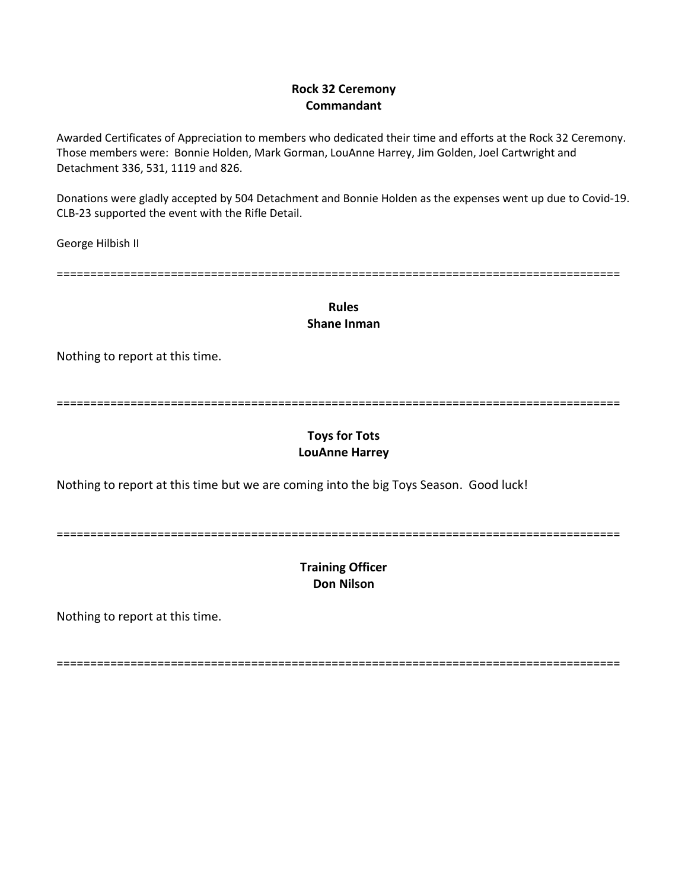**Rock 32 Ceremony**
**Commandant**

Awarded Certificates of Appreciation to members who dedicated their time and efforts at the Rock 32 Ceremony. Those members were: Bonnie Holden, Mark Gorman, LouAnne Harrey, Jim Golden, Joel Cartwright and Detachment 336, 531, 1119 and 826.

Donations were gladly accepted by 504 Detachment and Bonnie Holden as the expenses went up due to Covid-19. CLB-23 supported the event with the Rifle Detail.

George Hilbish II

=====================================================================================

**Rules**
**Shane Inman**

Nothing to report at this time.

=====================================================================================

**Toys for Tots**
**LouAnne Harrey**

Nothing to report at this time but we are coming into the big Toys Season. Good luck!

=====================================================================================

**Training Officer**
**Don Nilson**

Nothing to report at this time.

=====================================================================================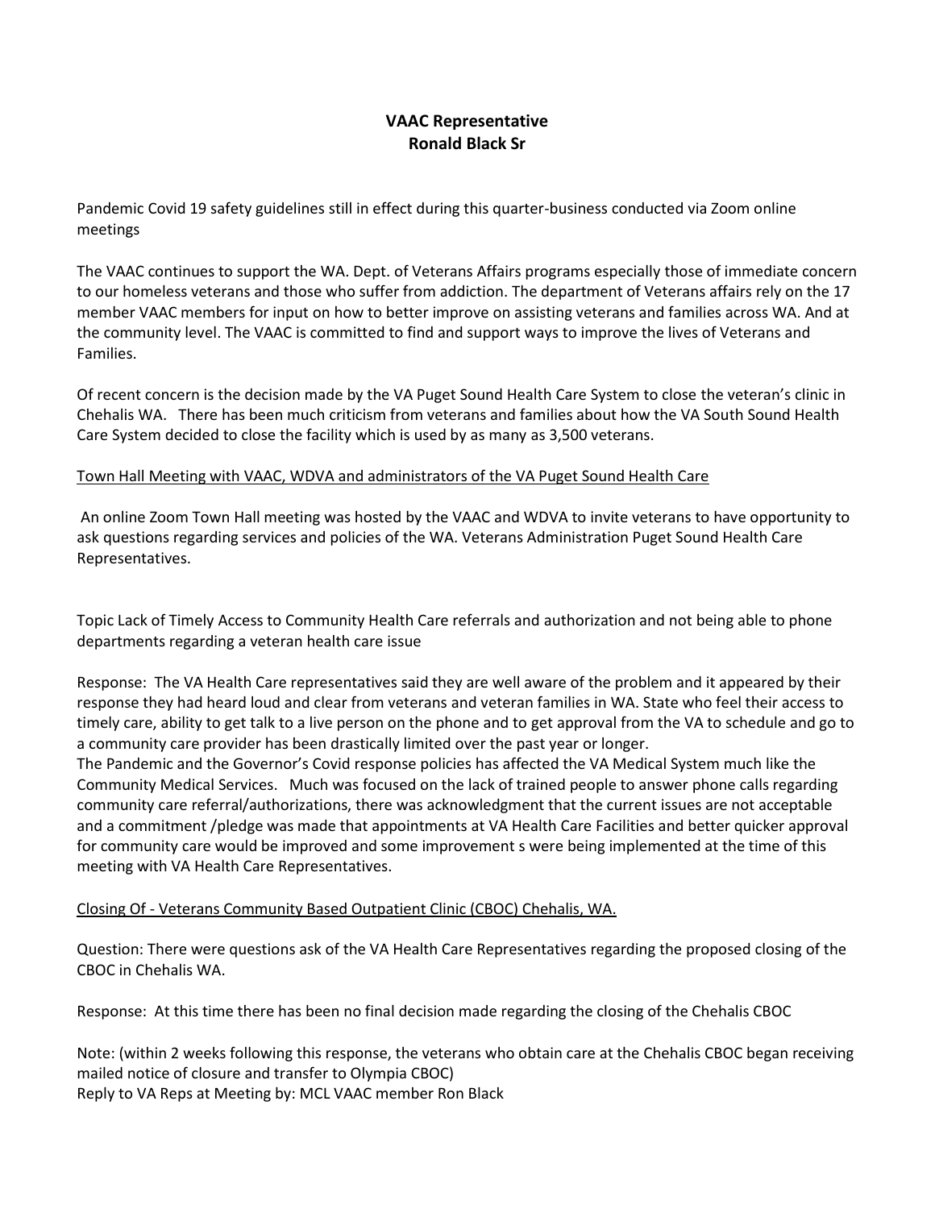**VAAC Representative**
**Ronald Black Sr**

Pandemic Covid 19 safety guidelines still in effect during this quarter-business conducted via Zoom online meetings

The VAAC continues to support the WA. Dept. of Veterans Affairs programs especially those of immediate concern to our homeless veterans and those who suffer from addiction. The department of Veterans affairs rely on the 17 member VAAC members for input on how to better improve on assisting veterans and families across WA. And at the community level. The VAAC is committed to find and support ways to improve the lives of Veterans and Families.

Of recent concern is the decision made by the VA Puget Sound Health Care System to close the veteran's clinic in Chehalis WA. There has been much criticism from veterans and families about how the VA South Sound Health Care System decided to close the facility which is used by as many as 3,500 veterans.

<u>Town Hall Meeting with VAAC, WDVA and administrators of the VA Puget Sound Health Care</u>

An online Zoom Town Hall meeting was hosted by the VAAC and WDVA to invite veterans to have opportunity to ask questions regarding services and policies of the WA. Veterans Administration Puget Sound Health Care Representatives.

Topic Lack of Timely Access to Community Health Care referrals and authorization and not being able to phone departments regarding a veteran health care issue

Response: The VA Health Care representatives said they are well aware of the problem and it appeared by their response they had heard loud and clear from veterans and veteran families in WA. State who feel their access to timely care, ability to get talk to a live person on the phone and to get approval from the VA to schedule and go to a community care provider has been drastically limited over the past year or longer.
The Pandemic and the Governor's Covid response policies has affected the VA Medical System much like the Community Medical Services. Much was focused on the lack of trained people to answer phone calls regarding community care referral/authorizations, there was acknowledgment that the current issues are not acceptable and a commitment /pledge was made that appointments at VA Health Care Facilities and better quicker approval for community care would be improved and some improvement s were being implemented at the time of this meeting with VA Health Care Representatives.

<u>Closing Of - Veterans Community Based Outpatient Clinic (CBOC) Chehalis, WA.</u>

Question: There were questions ask of the VA Health Care Representatives regarding the proposed closing of the CBOC in Chehalis WA.

Response: At this time there has been no final decision made regarding the closing of the Chehalis CBOC

Note: (within 2 weeks following this response, the veterans who obtain care at the Chehalis CBOC began receiving mailed notice of closure and transfer to Olympia CBOC)
Reply to VA Reps at Meeting by: MCL VAAC member Ron Black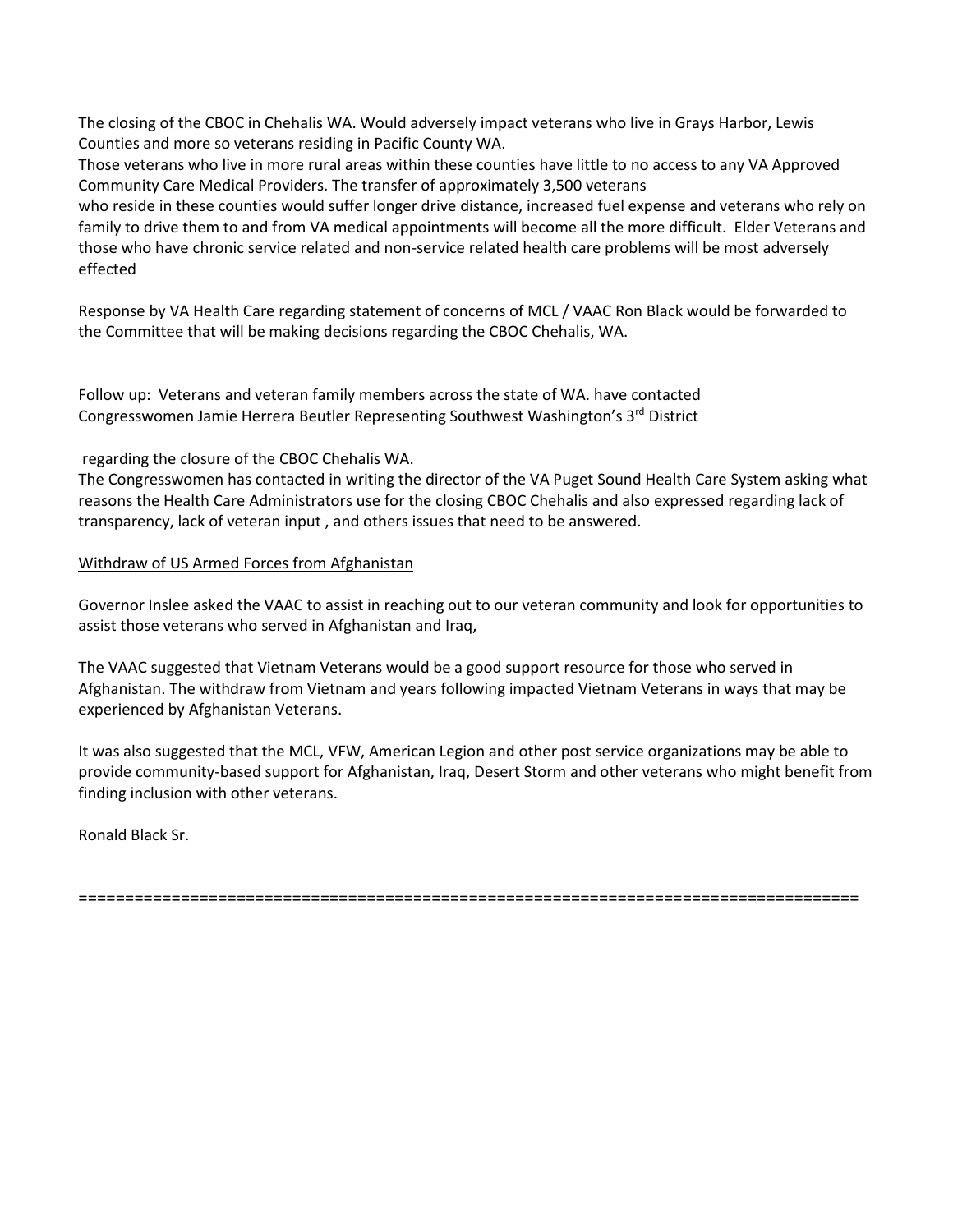The closing of the CBOC in Chehalis WA. Would adversely impact veterans who live in Grays Harbor, Lewis Counties and more so veterans residing in Pacific County WA.
Those veterans who live in more rural areas within these counties have little to no access to any VA Approved Community Care Medical Providers. The transfer of approximately 3,500 veterans
who reside in these counties would suffer longer drive distance, increased fuel expense and veterans who rely on family to drive them to and from VA medical appointments will become all the more difficult. Elder Veterans and those who have chronic service related and non-service related health care problems will be most adversely effected

Response by VA Health Care regarding statement of concerns of MCL / VAAC Ron Black would be forwarded to the Committee that will be making decisions regarding the CBOC Chehalis, WA.

Follow up: Veterans and veteran family members across the state of WA. have contacted Congresswomen Jamie Herrera Beutler Representing Southwest Washington's 3rd District

regarding the closure of the CBOC Chehalis WA.
The Congresswomen has contacted in writing the director of the VA Puget Sound Health Care System asking what reasons the Health Care Administrators use for the closing CBOC Chehalis and also expressed regarding lack of transparency, lack of veteran input , and others issues that need to be answered.

<u>Withdraw of US Armed Forces from Afghanistan</u>

Governor Inslee asked the VAAC to assist in reaching out to our veteran community and look for opportunities to assist those veterans who served in Afghanistan and Iraq,

The VAAC suggested that Vietnam Veterans would be a good support resource for those who served in Afghanistan. The withdraw from Vietnam and years following impacted Vietnam Veterans in ways that may be experienced by Afghanistan Veterans.

It was also suggested that the MCL, VFW, American Legion and other post service organizations may be able to provide community-based support for Afghanistan, Iraq, Desert Storm and other veterans who might benefit from finding inclusion with other veterans.

Ronald Black Sr.

=====================================================================================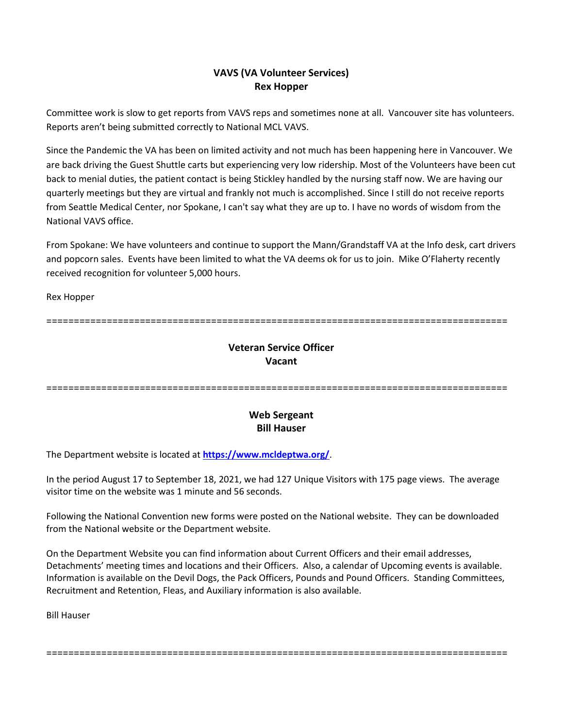## VAVS (VA Volunteer Services)
## Rex Hopper

Committee work is slow to get reports from VAVS reps and sometimes none at all. Vancouver site has volunteers. Reports aren't being submitted correctly to National MCL VAVS.

Since the Pandemic the VA has been on limited activity and not much has been happening here in Vancouver. We are back driving the Guest Shuttle carts but experiencing very low ridership. Most of the Volunteers have been cut back to menial duties, the patient contact is being Stickley handled by the nursing staff now. We are having our quarterly meetings but they are virtual and frankly not much is accomplished. Since I still do not receive reports from Seattle Medical Center, nor Spokane, I can't say what they are up to. I have no words of wisdom from the National VAVS office.

From Spokane: We have volunteers and continue to support the Mann/Grandstaff VA at the Info desk, cart drivers and popcorn sales. Events have been limited to what the VA deems ok for us to join. Mike O'Flaherty recently received recognition for volunteer 5,000 hours.

Rex Hopper

====================================================================================

## Veteran Service Officer
## Vacant

====================================================================================

## Web Sergeant
## Bill Hauser

The Department website is located at **https://www.mcldeptwa.org/**.

In the period August 17 to September 18, 2021, we had 127 Unique Visitors with 175 page views. The average visitor time on the website was 1 minute and 56 seconds.

Following the National Convention new forms were posted on the National website. They can be downloaded from the National website or the Department website.

On the Department Website you can find information about Current Officers and their email addresses, Detachments' meeting times and locations and their Officers. Also, a calendar of Upcoming events is available. Information is available on the Devil Dogs, the Pack Officers, Pounds and Pound Officers. Standing Committees, Recruitment and Retention, Fleas, and Auxiliary information is also available.

Bill Hauser

====================================================================================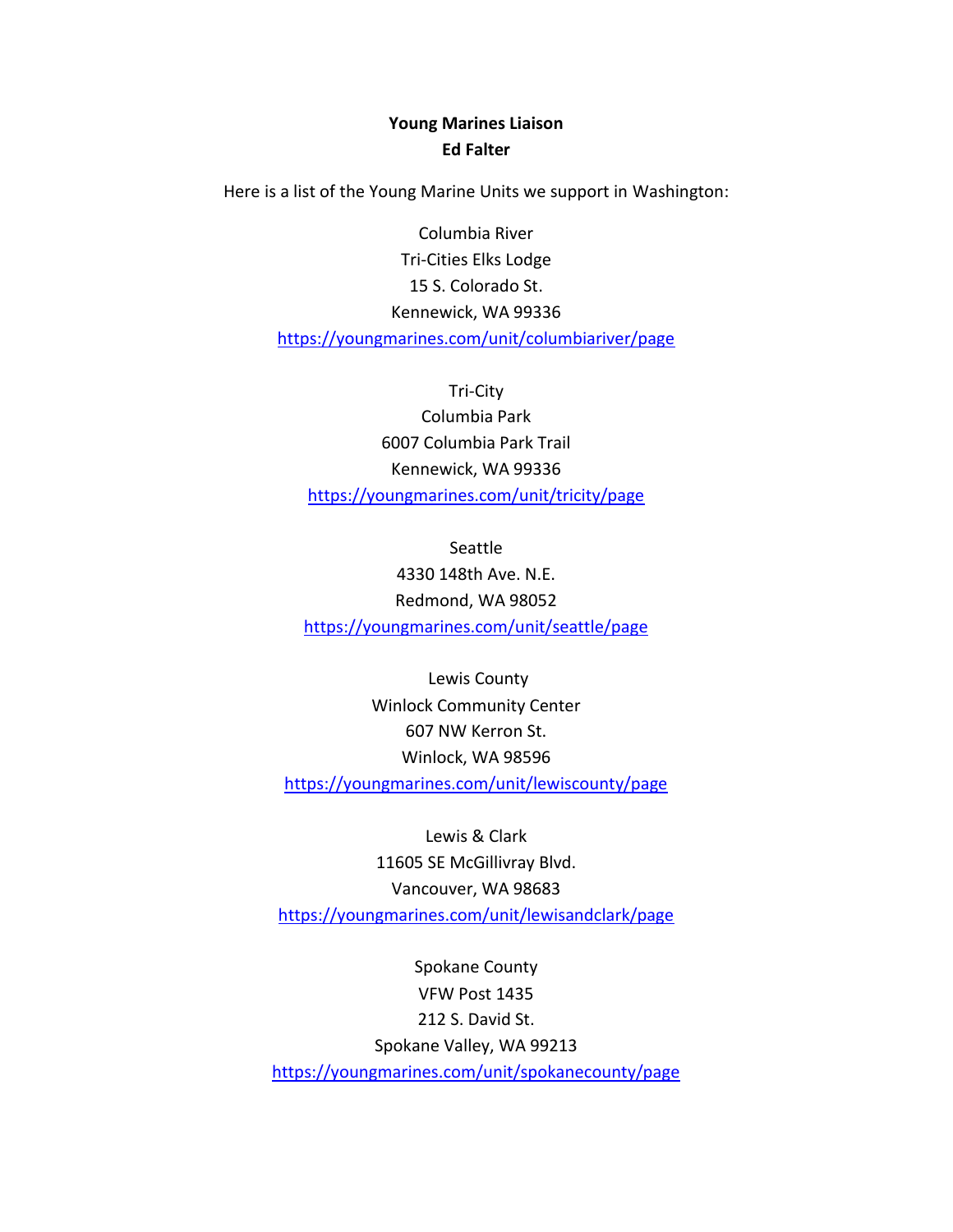**Young Marines Liaison**
**Ed Falter**

Here is a list of the Young Marine Units we support in Washington:

Columbia River
Tri-Cities Elks Lodge
15 S. Colorado St.
Kennewick, WA 99336
https://youngmarines.com/unit/columbiariver/page

Tri-City
Columbia Park
6007 Columbia Park Trail
Kennewick, WA 99336
https://youngmarines.com/unit/tricity/page

Seattle
4330 148th Ave. N.E.
Redmond, WA 98052
https://youngmarines.com/unit/seattle/page

Lewis County
Winlock Community Center
607 NW Kerron St.
Winlock, WA 98596
https://youngmarines.com/unit/lewiscounty/page

Lewis & Clark
11605 SE McGillivray Blvd.
Vancouver, WA 98683
https://youngmarines.com/unit/lewisandclark/page

Spokane County
VFW Post 1435
212 S. David St.
Spokane Valley, WA 99213
https://youngmarines.com/unit/spokanecounty/page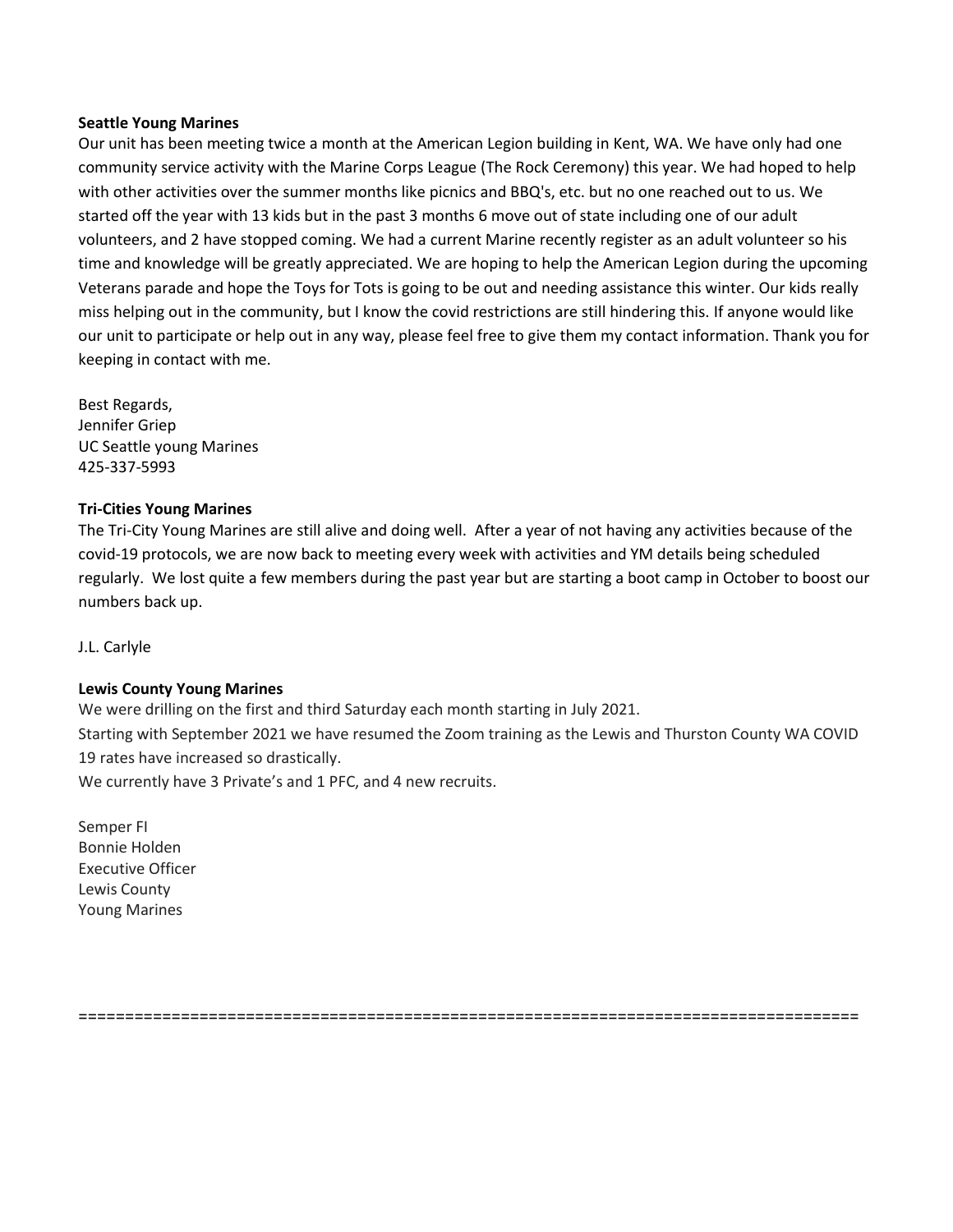**Seattle Young Marines**

Our unit has been meeting twice a month at the American Legion building in Kent, WA. We have only had one community service activity with the Marine Corps League (The Rock Ceremony) this year. We had hoped to help with other activities over the summer months like picnics and BBQ's, etc. but no one reached out to us. We started off the year with 13 kids but in the past 3 months 6 move out of state including one of our adult volunteers, and 2 have stopped coming. We had a current Marine recently register as an adult volunteer so his time and knowledge will be greatly appreciated. We are hoping to help the American Legion during the upcoming Veterans parade and hope the Toys for Tots is going to be out and needing assistance this winter. Our kids really miss helping out in the community, but I know the covid restrictions are still hindering this. If anyone would like our unit to participate or help out in any way, please feel free to give them my contact information. Thank you for keeping in contact with me.

Best Regards,
Jennifer Griep
UC Seattle young Marines
425-337-5993

**Tri-Cities Young Marines**

The Tri-City Young Marines are still alive and doing well. After a year of not having any activities because of the covid-19 protocols, we are now back to meeting every week with activities and YM details being scheduled regularly. We lost quite a few members during the past year but are starting a boot camp in October to boost our numbers back up.

J.L. Carlyle

**Lewis County Young Marines**

We were drilling on the first and third Saturday each month starting in July 2021.
Starting with September 2021 we have resumed the Zoom training as the Lewis and Thurston County WA COVID 19 rates have increased so drastically.
We currently have 3 Private's and 1 PFC, and 4 new recruits.

Semper FI
Bonnie Holden
Executive Officer
Lewis County
Young Marines

=====================================================================================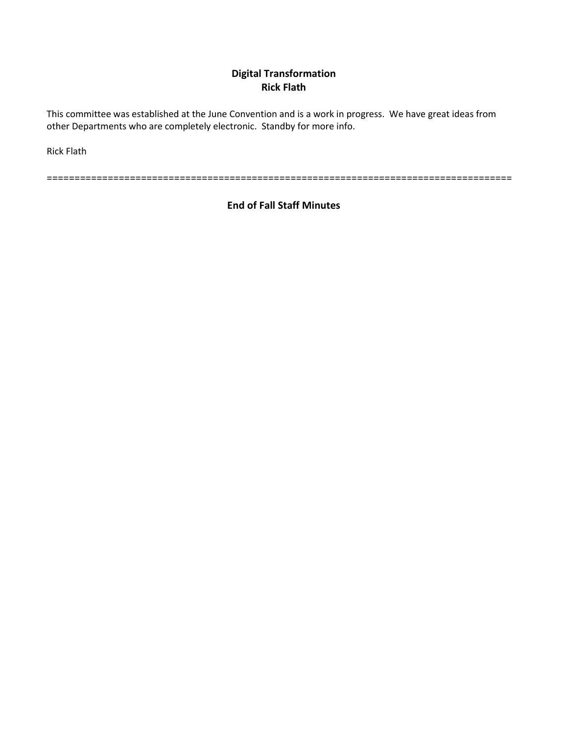**Digital Transformation**
**Rick Flath**

This committee was established at the June Convention and is a work in progress. We have great ideas from other Departments who are completely electronic. Standby for more info.

Rick Flath

=====================================================================================

**End of Fall Staff Minutes**